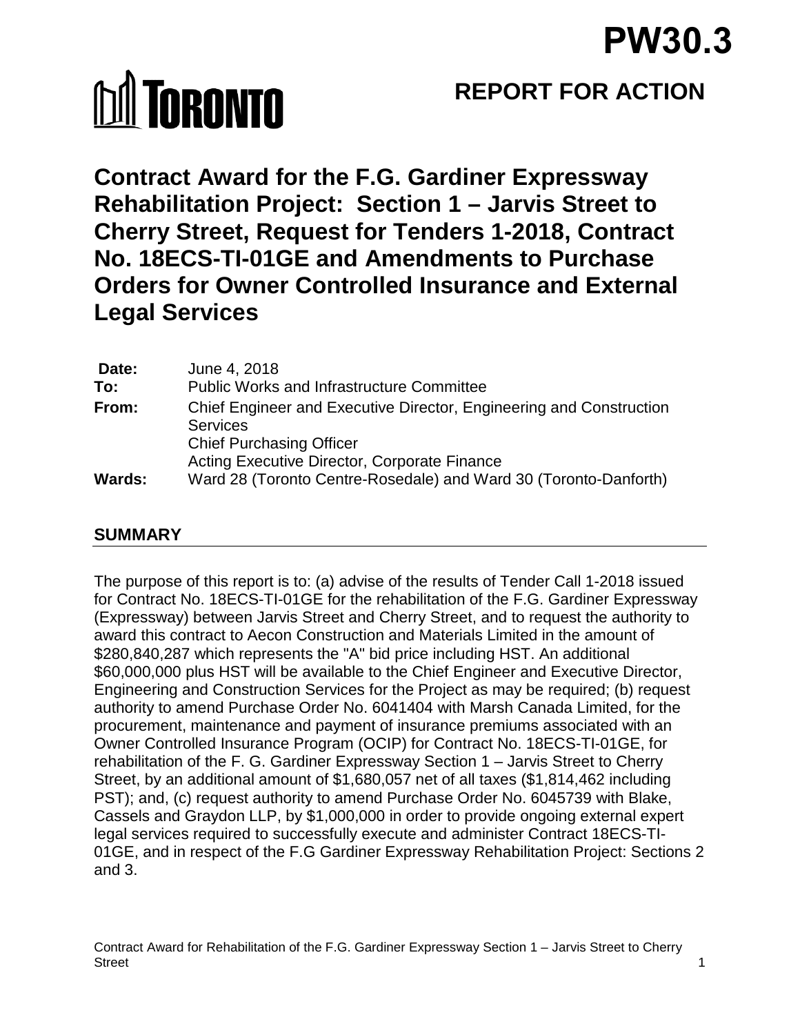# PW30.3

**REPORT FOR ACTION**

# Contract Award for the F.G. Gardiner Expressway Rehabilitation Project: Section 1 – Jarvis Street to Cherry Street, Request for Tenders 1-2018, Contract No. 18ECS-TI-01GE and Amendments to Purchase Orders for Owner Controlled Insurance and External Legal Services

| | |
|---|---|
| **Date:** | June 4, 2018 |
| **To:** | Public Works and Infrastructure Committee |
| **From:** | Chief Engineer and Executive Director, Engineering and Construction Services<br>Chief Purchasing Officer<br>Acting Executive Director, Corporate Finance |
| **Wards:** | Ward 28 (Toronto Centre-Rosedale) and Ward 30 (Toronto-Danforth) |

## SUMMARY

The purpose of this report is to: (a) advise of the results of Tender Call 1-2018 issued for Contract No. 18ECS-TI-01GE for the rehabilitation of the F.G. Gardiner Expressway (Expressway) between Jarvis Street and Cherry Street, and to request the authority to award this contract to Aecon Construction and Materials Limited in the amount of $280,840,287 which represents the "A" bid price including HST. An additional $60,000,000 plus HST will be available to the Chief Engineer and Executive Director, Engineering and Construction Services for the Project as may be required; (b) request authority to amend Purchase Order No. 6041404 with Marsh Canada Limited, for the procurement, maintenance and payment of insurance premiums associated with an Owner Controlled Insurance Program (OCIP) for Contract No. 18ECS-TI-01GE, for rehabilitation of the F. G. Gardiner Expressway Section 1 – Jarvis Street to Cherry Street, by an additional amount of $1,680,057 net of all taxes ($1,814,462 including PST); and, (c) request authority to amend Purchase Order No. 6045739 with Blake, Cassels and Graydon LLP, by $1,000,000 in order to provide ongoing external expert legal services required to successfully execute and administer Contract 18ECS-TI-01GE, and in respect of the F.G Gardiner Expressway Rehabilitation Project: Sections 2 and 3.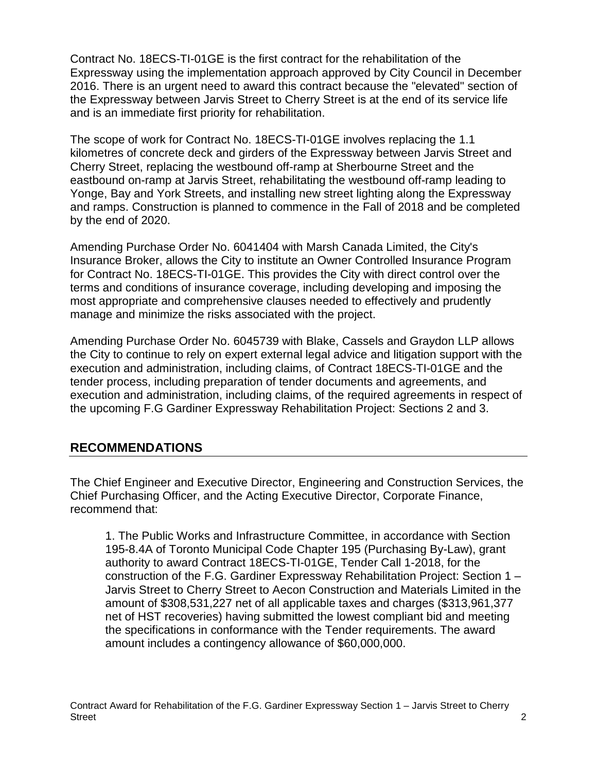Contract No. 18ECS-TI-01GE is the first contract for the rehabilitation of the Expressway using the implementation approach approved by City Council in December 2016. There is an urgent need to award this contract because the "elevated" section of the Expressway between Jarvis Street to Cherry Street is at the end of its service life and is an immediate first priority for rehabilitation.

The scope of work for Contract No. 18ECS-TI-01GE involves replacing the 1.1 kilometres of concrete deck and girders of the Expressway between Jarvis Street and Cherry Street, replacing the westbound off-ramp at Sherbourne Street and the eastbound on-ramp at Jarvis Street, rehabilitating the westbound off-ramp leading to Yonge, Bay and York Streets, and installing new street lighting along the Expressway and ramps. Construction is planned to commence in the Fall of 2018 and be completed by the end of 2020.

Amending Purchase Order No. 6041404 with Marsh Canada Limited, the City's Insurance Broker, allows the City to institute an Owner Controlled Insurance Program for Contract No. 18ECS-TI-01GE. This provides the City with direct control over the terms and conditions of insurance coverage, including developing and imposing the most appropriate and comprehensive clauses needed to effectively and prudently manage and minimize the risks associated with the project.

Amending Purchase Order No. 6045739 with Blake, Cassels and Graydon LLP allows the City to continue to rely on expert external legal advice and litigation support with the execution and administration, including claims, of Contract 18ECS-TI-01GE and the tender process, including preparation of tender documents and agreements, and execution and administration, including claims, of the required agreements in respect of the upcoming F.G Gardiner Expressway Rehabilitation Project: Sections 2 and 3.

## RECOMMENDATIONS

The Chief Engineer and Executive Director, Engineering and Construction Services, the Chief Purchasing Officer, and the Acting Executive Director, Corporate Finance, recommend that:

1. The Public Works and Infrastructure Committee, in accordance with Section 195-8.4A of Toronto Municipal Code Chapter 195 (Purchasing By-Law), grant authority to award Contract 18ECS-TI-01GE, Tender Call 1-2018, for the construction of the F.G. Gardiner Expressway Rehabilitation Project: Section 1 – Jarvis Street to Cherry Street to Aecon Construction and Materials Limited in the amount of $308,531,227 net of all applicable taxes and charges ($313,961,377 net of HST recoveries) having submitted the lowest compliant bid and meeting the specifications in conformance with the Tender requirements. The award amount includes a contingency allowance of $60,000,000.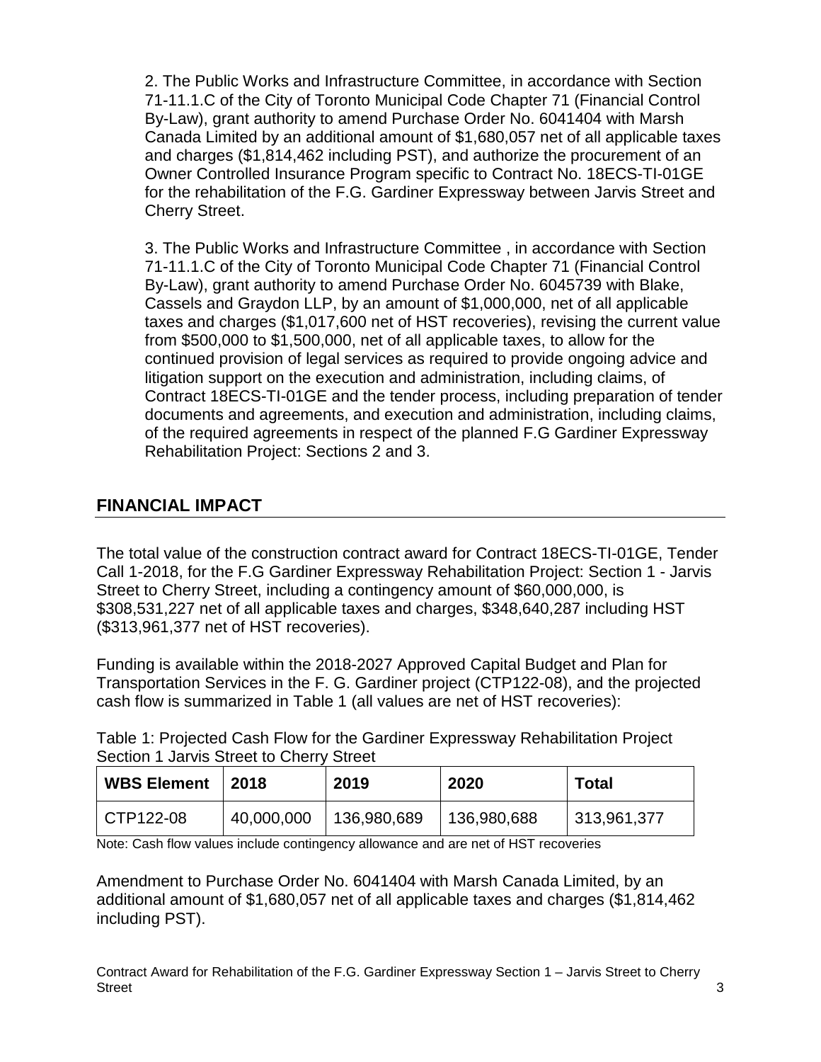2. The Public Works and Infrastructure Committee, in accordance with Section 71-11.1.C of the City of Toronto Municipal Code Chapter 71 (Financial Control By-Law), grant authority to amend Purchase Order No. 6041404 with Marsh Canada Limited by an additional amount of $1,680,057 net of all applicable taxes and charges ($1,814,462 including PST), and authorize the procurement of an Owner Controlled Insurance Program specific to Contract No. 18ECS-TI-01GE for the rehabilitation of the F.G. Gardiner Expressway between Jarvis Street and Cherry Street.

3. The Public Works and Infrastructure Committee , in accordance with Section 71-11.1.C of the City of Toronto Municipal Code Chapter 71 (Financial Control By-Law), grant authority to amend Purchase Order No. 6045739 with Blake, Cassels and Graydon LLP, by an amount of $1,000,000, net of all applicable taxes and charges ($1,017,600 net of HST recoveries), revising the current value from $500,000 to $1,500,000, net of all applicable taxes, to allow for the continued provision of legal services as required to provide ongoing advice and litigation support on the execution and administration, including claims, of Contract 18ECS-TI-01GE and the tender process, including preparation of tender documents and agreements, and execution and administration, including claims, of the required agreements in respect of the planned F.G Gardiner Expressway Rehabilitation Project: Sections 2 and 3.

## FINANCIAL IMPACT

The total value of the construction contract award for Contract 18ECS-TI-01GE, Tender Call 1-2018, for the F.G Gardiner Expressway Rehabilitation Project: Section 1 - Jarvis Street to Cherry Street, including a contingency amount of $60,000,000, is $308,531,227 net of all applicable taxes and charges, $348,640,287 including HST ($313,961,377 net of HST recoveries).

Funding is available within the 2018-2027 Approved Capital Budget and Plan for Transportation Services in the F. G. Gardiner project (CTP122-08), and the projected cash flow is summarized in Table 1 (all values are net of HST recoveries):

Table 1: Projected Cash Flow for the Gardiner Expressway Rehabilitation Project Section 1 Jarvis Street to Cherry Street

| WBS Element | 2018 | 2019 | 2020 | Total |
|---|---|---|---|---|
| CTP122-08 | 40,000,000 | 136,980,689 | 136,980,688 | 313,961,377 |

Note: Cash flow values include contingency allowance and are net of HST recoveries

Amendment to Purchase Order No. 6041404 with Marsh Canada Limited, by an additional amount of $1,680,057 net of all applicable taxes and charges ($1,814,462 including PST).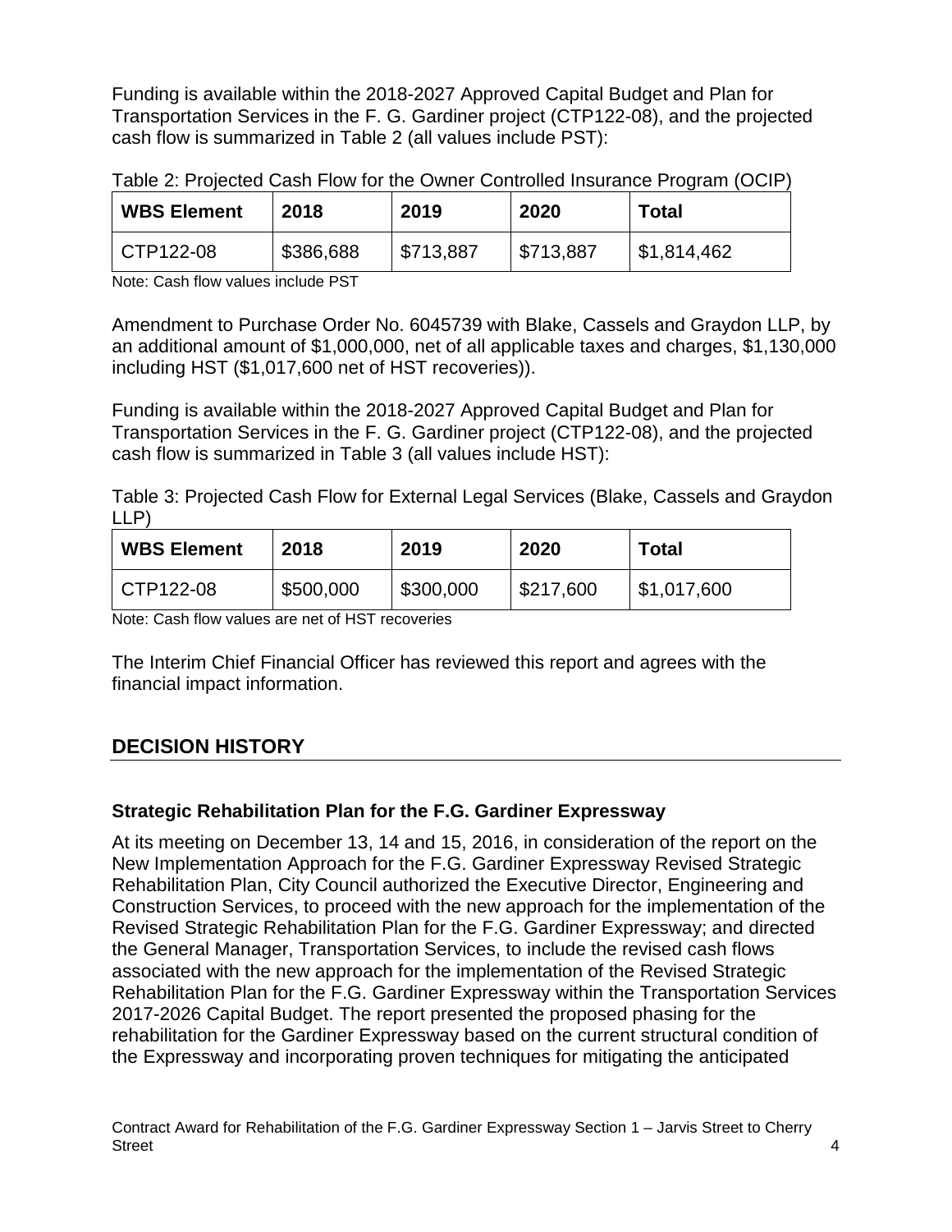Funding is available within the 2018-2027 Approved Capital Budget and Plan for Transportation Services in the F. G. Gardiner project (CTP122-08), and the projected cash flow is summarized in Table 2 (all values include PST):

Table 2: Projected Cash Flow for the Owner Controlled Insurance Program (OCIP)

| WBS Element | 2018 | 2019 | 2020 | Total |
|---|---|---|---|---|
| CTP122-08 | $386,688 | $713,887 | $713,887 | $1,814,462 |

Note: Cash flow values include PST

Amendment to Purchase Order No. 6045739 with Blake, Cassels and Graydon LLP, by an additional amount of $1,000,000, net of all applicable taxes and charges, $1,130,000 including HST ($1,017,600 net of HST recoveries)).

Funding is available within the 2018-2027 Approved Capital Budget and Plan for Transportation Services in the F. G. Gardiner project (CTP122-08), and the projected cash flow is summarized in Table 3 (all values include HST):

Table 3: Projected Cash Flow for External Legal Services (Blake, Cassels and Graydon LLP)

| WBS Element | 2018 | 2019 | 2020 | Total |
|---|---|---|---|---|
| CTP122-08 | $500,000 | $300,000 | $217,600 | $1,017,600 |

Note: Cash flow values are net of HST recoveries

The Interim Chief Financial Officer has reviewed this report and agrees with the financial impact information.

## DECISION HISTORY

### Strategic Rehabilitation Plan for the F.G. Gardiner Expressway

At its meeting on December 13, 14 and 15, 2016, in consideration of the report on the New Implementation Approach for the F.G. Gardiner Expressway Revised Strategic Rehabilitation Plan, City Council authorized the Executive Director, Engineering and Construction Services, to proceed with the new approach for the implementation of the Revised Strategic Rehabilitation Plan for the F.G. Gardiner Expressway; and directed the General Manager, Transportation Services, to include the revised cash flows associated with the new approach for the implementation of the Revised Strategic Rehabilitation Plan for the F.G. Gardiner Expressway within the Transportation Services 2017-2026 Capital Budget. The report presented the proposed phasing for the rehabilitation for the Gardiner Expressway based on the current structural condition of the Expressway and incorporating proven techniques for mitigating the anticipated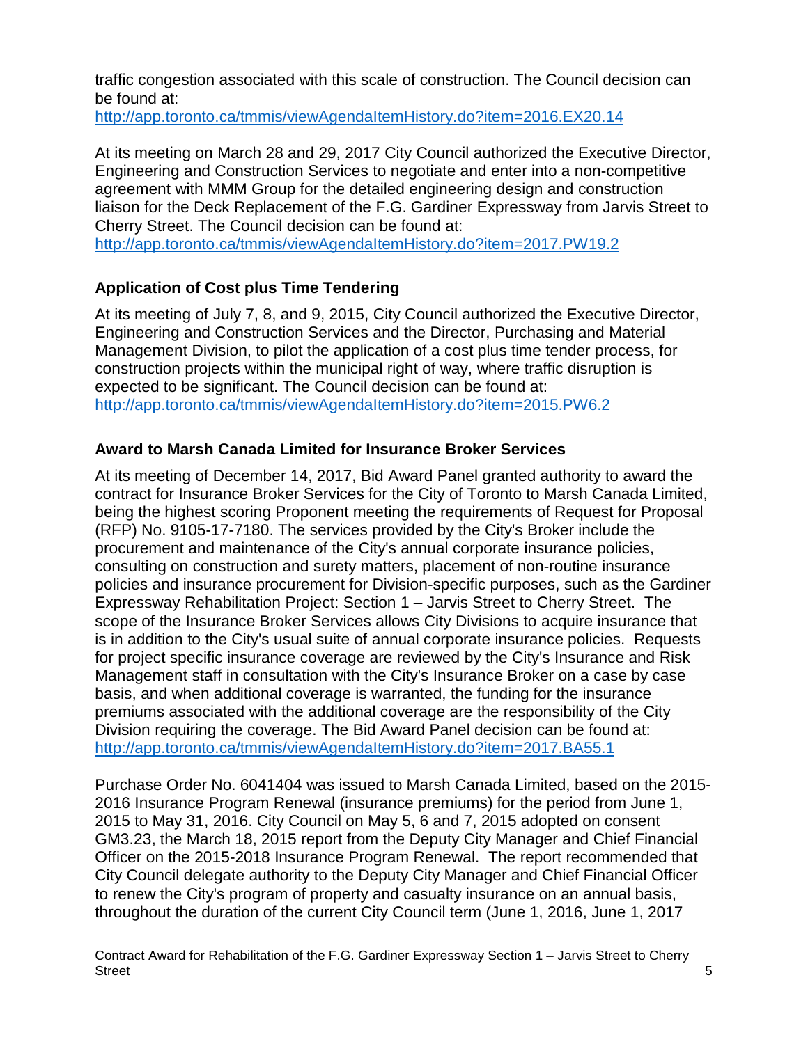traffic congestion associated with this scale of construction. The Council decision can be found at:
http://app.toronto.ca/tmmis/viewAgendaItemHistory.do?item=2016.EX20.14

At its meeting on March 28 and 29, 2017 City Council authorized the Executive Director, Engineering and Construction Services to negotiate and enter into a non-competitive agreement with MMM Group for the detailed engineering design and construction liaison for the Deck Replacement of the F.G. Gardiner Expressway from Jarvis Street to Cherry Street. The Council decision can be found at:
http://app.toronto.ca/tmmis/viewAgendaItemHistory.do?item=2017.PW19.2

## Application of Cost plus Time Tendering

At its meeting of July 7, 8, and 9, 2015, City Council authorized the Executive Director, Engineering and Construction Services and the Director, Purchasing and Material Management Division, to pilot the application of a cost plus time tender process, for construction projects within the municipal right of way, where traffic disruption is expected to be significant. The Council decision can be found at:
http://app.toronto.ca/tmmis/viewAgendaItemHistory.do?item=2015.PW6.2

## Award to Marsh Canada Limited for Insurance Broker Services

At its meeting of December 14, 2017, Bid Award Panel granted authority to award the contract for Insurance Broker Services for the City of Toronto to Marsh Canada Limited, being the highest scoring Proponent meeting the requirements of Request for Proposal (RFP) No. 9105-17-7180. The services provided by the City's Broker include the procurement and maintenance of the City's annual corporate insurance policies, consulting on construction and surety matters, placement of non-routine insurance policies and insurance procurement for Division-specific purposes, such as the Gardiner Expressway Rehabilitation Project: Section 1 – Jarvis Street to Cherry Street. The scope of the Insurance Broker Services allows City Divisions to acquire insurance that is in addition to the City's usual suite of annual corporate insurance policies. Requests for project specific insurance coverage are reviewed by the City's Insurance and Risk Management staff in consultation with the City's Insurance Broker on a case by case basis, and when additional coverage is warranted, the funding for the insurance premiums associated with the additional coverage are the responsibility of the City Division requiring the coverage. The Bid Award Panel decision can be found at:
http://app.toronto.ca/tmmis/viewAgendaItemHistory.do?item=2017.BA55.1

Purchase Order No. 6041404 was issued to Marsh Canada Limited, based on the 2015-2016 Insurance Program Renewal (insurance premiums) for the period from June 1, 2015 to May 31, 2016. City Council on May 5, 6 and 7, 2015 adopted on consent GM3.23, the March 18, 2015 report from the Deputy City Manager and Chief Financial Officer on the 2015-2018 Insurance Program Renewal. The report recommended that City Council delegate authority to the Deputy City Manager and Chief Financial Officer to renew the City's program of property and casualty insurance on an annual basis, throughout the duration of the current City Council term (June 1, 2016, June 1, 2017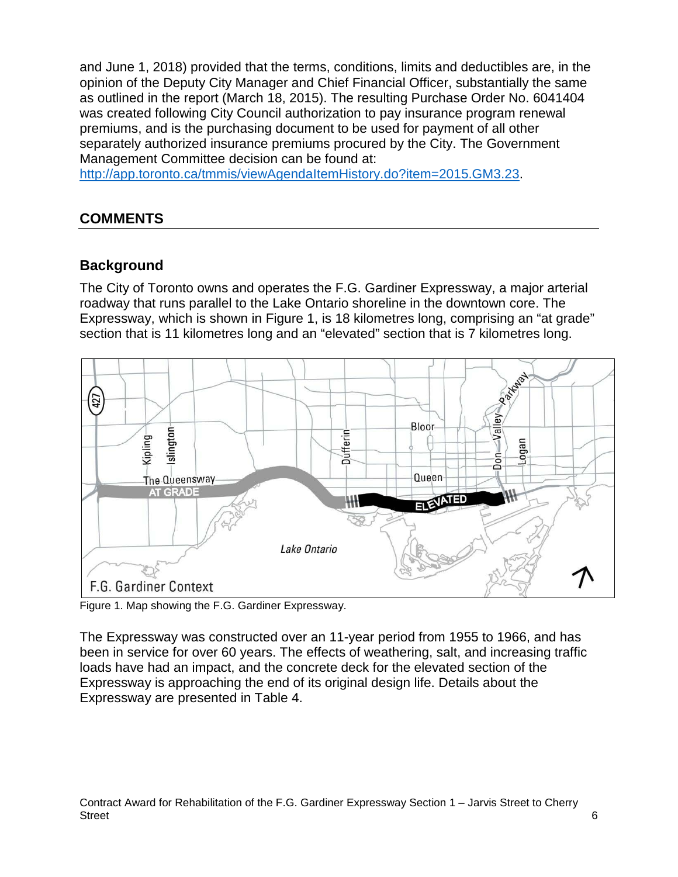and June 1, 2018) provided that the terms, conditions, limits and deductibles are, in the opinion of the Deputy City Manager and Chief Financial Officer, substantially the same as outlined in the report (March 18, 2015). The resulting Purchase Order No. 6041404 was created following City Council authorization to pay insurance program renewal premiums, and is the purchasing document to be used for payment of all other separately authorized insurance premiums procured by the City. The Government Management Committee decision can be found at: http://app.toronto.ca/tmmis/viewAgendaItemHistory.do?item=2015.GM3.23.

## COMMENTS

### Background

The City of Toronto owns and operates the F.G. Gardiner Expressway, a major arterial roadway that runs parallel to the Lake Ontario shoreline in the downtown core. The Expressway, which is shown in Figure 1, is 18 kilometres long, comprising an "at grade" section that is 11 kilometres long and an "elevated" section that is 7 kilometres long.

Figure 1. Map showing the F.G. Gardiner Expressway.

The Expressway was constructed over an 11-year period from 1955 to 1966, and has been in service for over 60 years. The effects of weathering, salt, and increasing traffic loads have had an impact, and the concrete deck for the elevated section of the Expressway is approaching the end of its original design life. Details about the Expressway are presented in Table 4.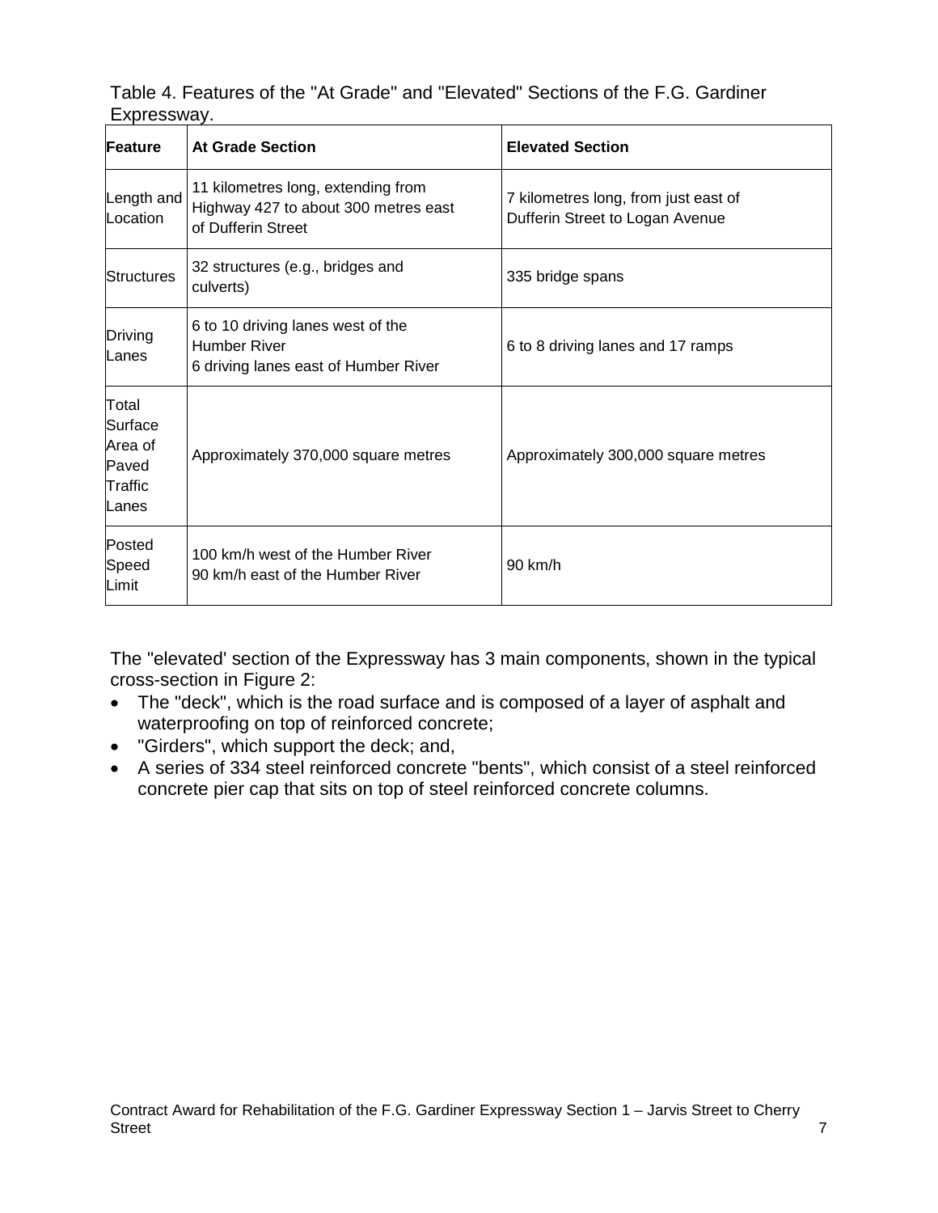Table 4. Features of the "At Grade" and "Elevated" Sections of the F.G. Gardiner Expressway.

| Feature | At Grade Section | Elevated Section |
|---|---|---|
| Length and Location | 11 kilometres long, extending from Highway 427 to about 300 metres east of Dufferin Street | 7 kilometres long, from just east of Dufferin Street to Logan Avenue |
| Structures | 32 structures (e.g., bridges and culverts) | 335 bridge spans |
| Driving Lanes | 6 to 10 driving lanes west of the Humber River<br>6 driving lanes east of Humber River | 6 to 8 driving lanes and 17 ramps |
| Total Surface Area of Paved Traffic Lanes | Approximately 370,000 square metres | Approximately 300,000 square metres |
| Posted Speed Limit | 100 km/h west of the Humber River<br>90 km/h east of the Humber River | 90 km/h |

The "elevated' section of the Expressway has 3 main components, shown in the typical cross-section in Figure 2:

- The "deck", which is the road surface and is composed of a layer of asphalt and waterproofing on top of reinforced concrete;
- "Girders", which support the deck; and,
- A series of 334 steel reinforced concrete "bents", which consist of a steel reinforced concrete pier cap that sits on top of steel reinforced concrete columns.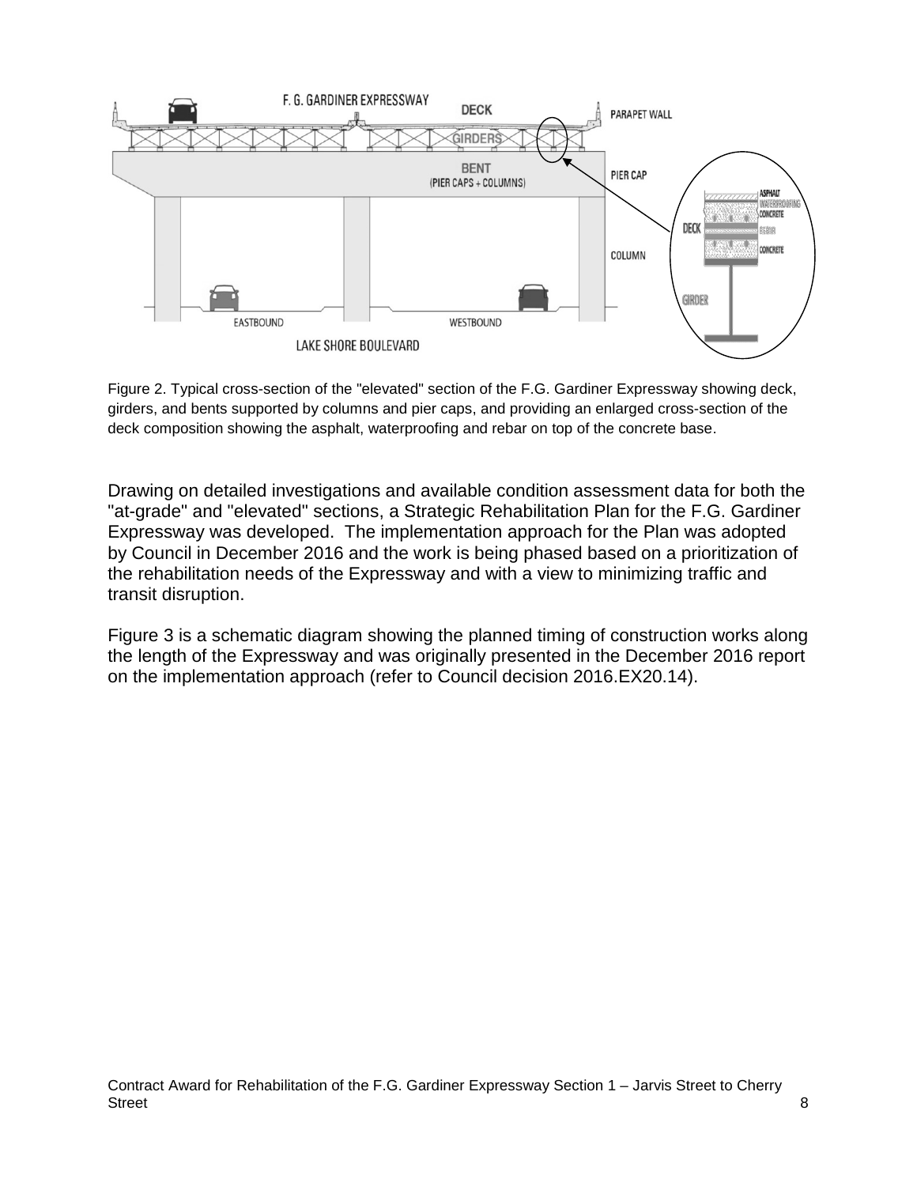Figure 2. Typical cross-section of the "elevated" section of the F.G. Gardiner Expressway showing deck, girders, and bents supported by columns and pier caps, and providing an enlarged cross-section of the deck composition showing the asphalt, waterproofing and rebar on top of the concrete base.

Drawing on detailed investigations and available condition assessment data for both the "at-grade" and "elevated" sections, a Strategic Rehabilitation Plan for the F.G. Gardiner Expressway was developed. The implementation approach for the Plan was adopted by Council in December 2016 and the work is being phased based on a prioritization of the rehabilitation needs of the Expressway and with a view to minimizing traffic and transit disruption.

Figure 3 is a schematic diagram showing the planned timing of construction works along the length of the Expressway and was originally presented in the December 2016 report on the implementation approach (refer to Council decision 2016.EX20.14).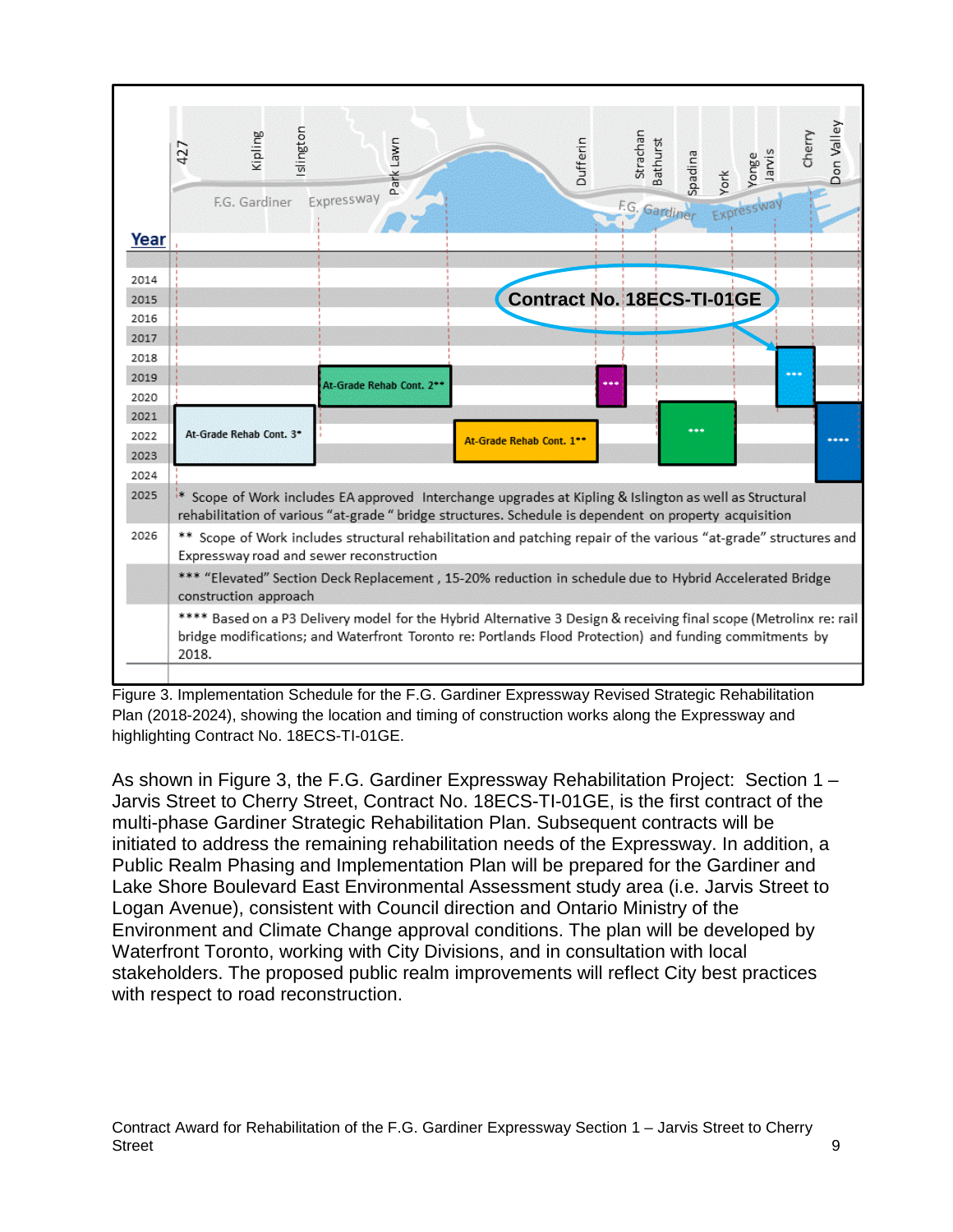Year

| Year | |
|---|---|
| 2014 | |
| 2015 | Contract No. 18ECS-TI-01GE |
| 2016 | |
| 2017 | |
| 2018 | |
| 2019 | At-Grade Rehab Cont. 2** |
| 2020 | |
| 2021 | |
| 2022 | At-Grade Rehab Cont. 3* ; At-Grade Rehab Cont. 1** |
| 2023 | |
| 2024 | |
| 2025 | * Scope of Work includes EA approved Interchange upgrades at Kipling & Islington as well as Structural rehabilitation of various "at-grade" bridge structures. Schedule is dependent on property acquisition |
| 2026 | ** Scope of Work includes structural rehabilitation and patching repair of the various "at-grade" structures and Expressway road and sewer reconstruction |
| | *** "Elevated" Section Deck Replacement , 15-20% reduction in schedule due to Hybrid Accelerated Bridge construction approach |
| | **** Based on a P3 Delivery model for the Hybrid Alternative 3 Design & receiving final scope (Metrolinx re: rail bridge modifications; and Waterfront Toronto re: Portlands Flood Protection) and funding commitments by 2018. |

Locations along the Expressway (west to east): 427, Kipling, Islington, Park Lawn, Dufferin, Strachan, Bathurst, Spadina, York, Yonge, Jarvis, Cherry, Don Valley

Figure 3. Implementation Schedule for the F.G. Gardiner Expressway Revised Strategic Rehabilitation Plan (2018-2024), showing the location and timing of construction works along the Expressway and highlighting Contract No. 18ECS-TI-01GE.

As shown in Figure 3, the F.G. Gardiner Expressway Rehabilitation Project: Section 1 – Jarvis Street to Cherry Street, Contract No. 18ECS-TI-01GE, is the first contract of the multi-phase Gardiner Strategic Rehabilitation Plan. Subsequent contracts will be initiated to address the remaining rehabilitation needs of the Expressway. In addition, a Public Realm Phasing and Implementation Plan will be prepared for the Gardiner and Lake Shore Boulevard East Environmental Assessment study area (i.e. Jarvis Street to Logan Avenue), consistent with Council direction and Ontario Ministry of the Environment and Climate Change approval conditions. The plan will be developed by Waterfront Toronto, working with City Divisions, and in consultation with local stakeholders. The proposed public realm improvements will reflect City best practices with respect to road reconstruction.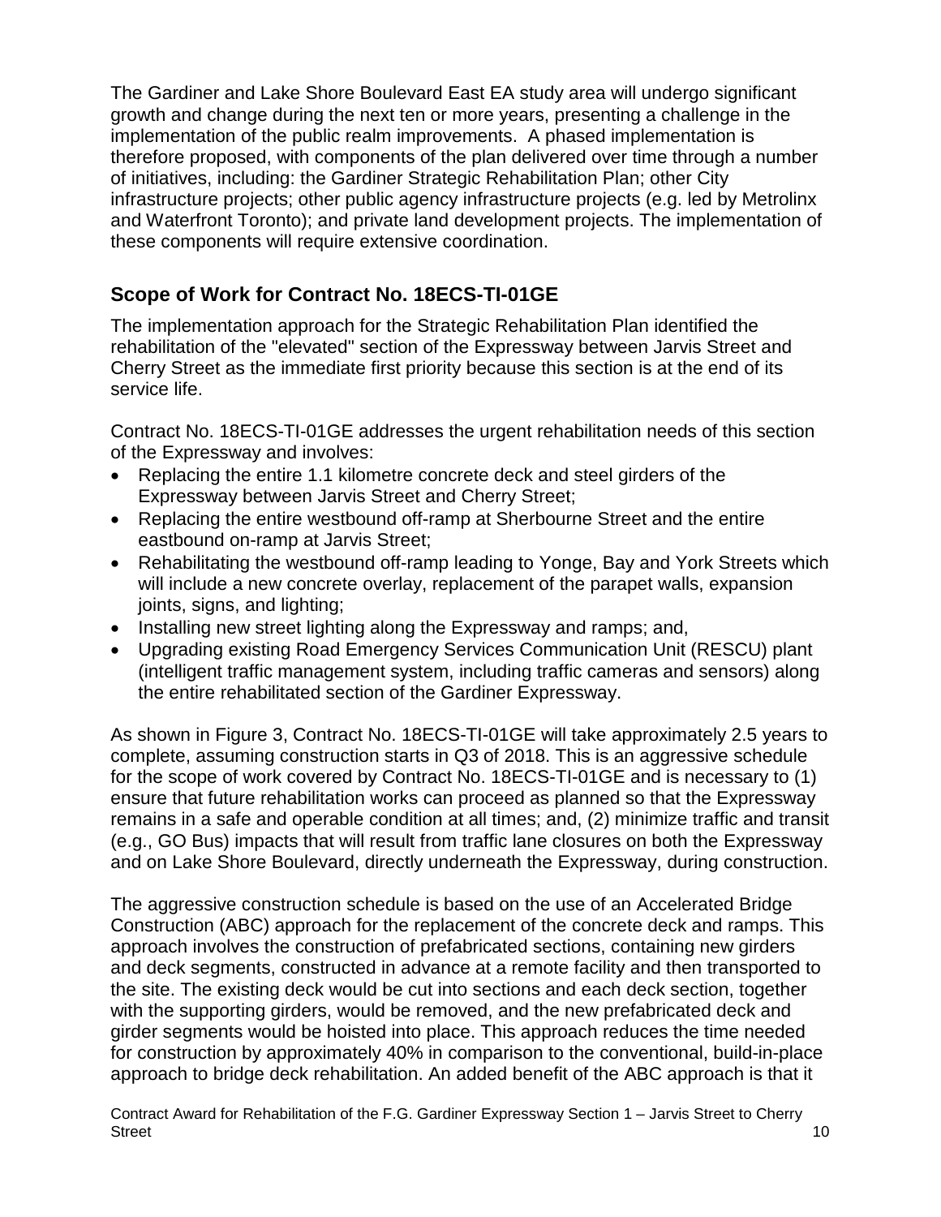The Gardiner and Lake Shore Boulevard East EA study area will undergo significant growth and change during the next ten or more years, presenting a challenge in the implementation of the public realm improvements. A phased implementation is therefore proposed, with components of the plan delivered over time through a number of initiatives, including: the Gardiner Strategic Rehabilitation Plan; other City infrastructure projects; other public agency infrastructure projects (e.g. led by Metrolinx and Waterfront Toronto); and private land development projects. The implementation of these components will require extensive coordination.

## Scope of Work for Contract No. 18ECS-TI-01GE

The implementation approach for the Strategic Rehabilitation Plan identified the rehabilitation of the "elevated" section of the Expressway between Jarvis Street and Cherry Street as the immediate first priority because this section is at the end of its service life.

Contract No. 18ECS-TI-01GE addresses the urgent rehabilitation needs of this section of the Expressway and involves:

- Replacing the entire 1.1 kilometre concrete deck and steel girders of the Expressway between Jarvis Street and Cherry Street;
- Replacing the entire westbound off-ramp at Sherbourne Street and the entire eastbound on-ramp at Jarvis Street;
- Rehabilitating the westbound off-ramp leading to Yonge, Bay and York Streets which will include a new concrete overlay, replacement of the parapet walls, expansion joints, signs, and lighting;
- Installing new street lighting along the Expressway and ramps; and,
- Upgrading existing Road Emergency Services Communication Unit (RESCU) plant (intelligent traffic management system, including traffic cameras and sensors) along the entire rehabilitated section of the Gardiner Expressway.

As shown in Figure 3, Contract No. 18ECS-TI-01GE will take approximately 2.5 years to complete, assuming construction starts in Q3 of 2018. This is an aggressive schedule for the scope of work covered by Contract No. 18ECS-TI-01GE and is necessary to (1) ensure that future rehabilitation works can proceed as planned so that the Expressway remains in a safe and operable condition at all times; and, (2) minimize traffic and transit (e.g., GO Bus) impacts that will result from traffic lane closures on both the Expressway and on Lake Shore Boulevard, directly underneath the Expressway, during construction.

The aggressive construction schedule is based on the use of an Accelerated Bridge Construction (ABC) approach for the replacement of the concrete deck and ramps. This approach involves the construction of prefabricated sections, containing new girders and deck segments, constructed in advance at a remote facility and then transported to the site. The existing deck would be cut into sections and each deck section, together with the supporting girders, would be removed, and the new prefabricated deck and girder segments would be hoisted into place. This approach reduces the time needed for construction by approximately 40% in comparison to the conventional, build-in-place approach to bridge deck rehabilitation. An added benefit of the ABC approach is that it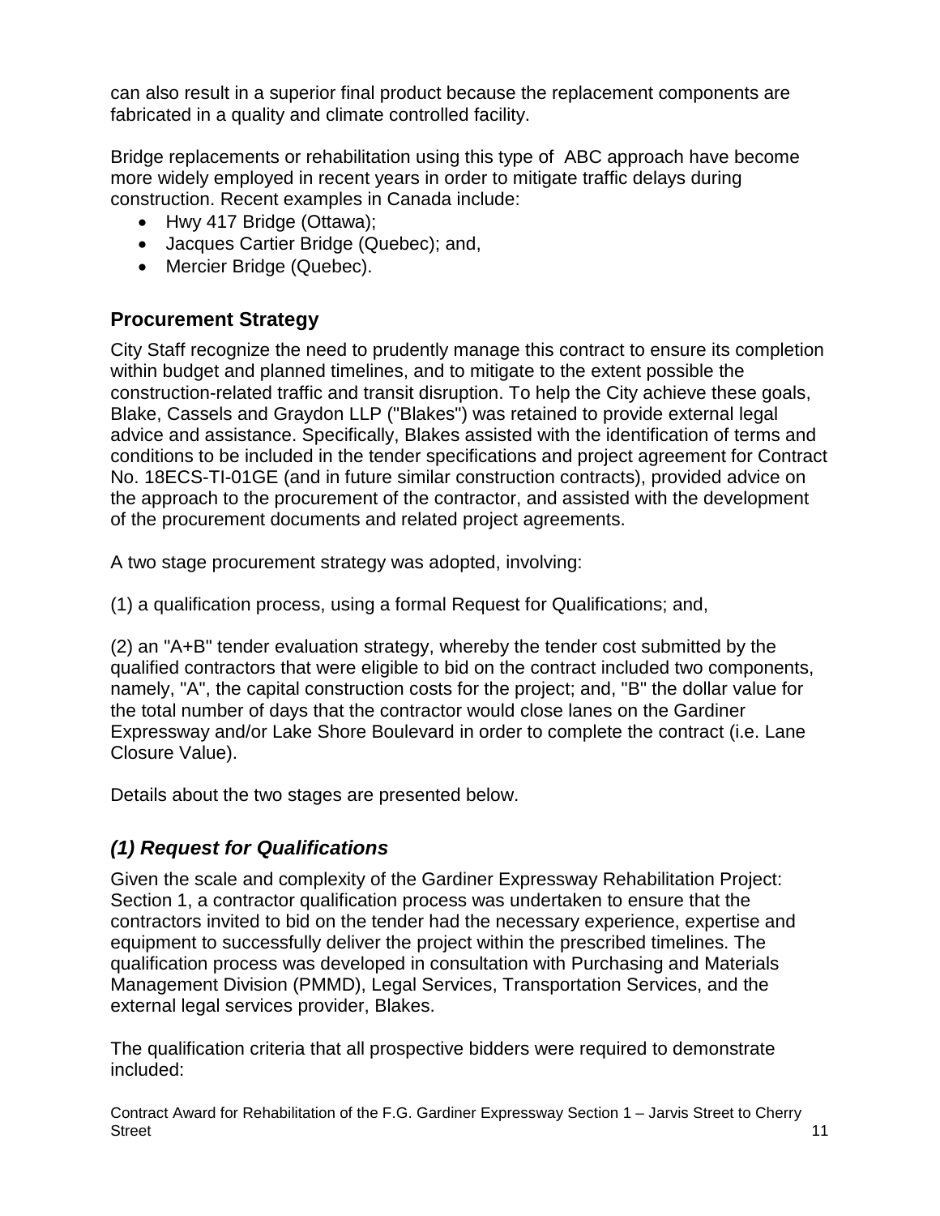can also result in a superior final product because the replacement components are fabricated in a quality and climate controlled facility.

Bridge replacements or rehabilitation using this type of ABC approach have become more widely employed in recent years in order to mitigate traffic delays during construction. Recent examples in Canada include:

- Hwy 417 Bridge (Ottawa);
- Jacques Cartier Bridge (Quebec); and,
- Mercier Bridge (Quebec).

## Procurement Strategy

City Staff recognize the need to prudently manage this contract to ensure its completion within budget and planned timelines, and to mitigate to the extent possible the construction-related traffic and transit disruption. To help the City achieve these goals, Blake, Cassels and Graydon LLP ("Blakes") was retained to provide external legal advice and assistance. Specifically, Blakes assisted with the identification of terms and conditions to be included in the tender specifications and project agreement for Contract No. 18ECS-TI-01GE (and in future similar construction contracts), provided advice on the approach to the procurement of the contractor, and assisted with the development of the procurement documents and related project agreements.

A two stage procurement strategy was adopted, involving:

(1) a qualification process, using a formal Request for Qualifications; and,

(2) an "A+B" tender evaluation strategy, whereby the tender cost submitted by the qualified contractors that were eligible to bid on the contract included two components, namely, "A", the capital construction costs for the project; and, "B" the dollar value for the total number of days that the contractor would close lanes on the Gardiner Expressway and/or Lake Shore Boulevard in order to complete the contract (i.e. Lane Closure Value).

Details about the two stages are presented below.

### *(1) Request for Qualifications*

Given the scale and complexity of the Gardiner Expressway Rehabilitation Project: Section 1, a contractor qualification process was undertaken to ensure that the contractors invited to bid on the tender had the necessary experience, expertise and equipment to successfully deliver the project within the prescribed timelines. The qualification process was developed in consultation with Purchasing and Materials Management Division (PMMD), Legal Services, Transportation Services, and the external legal services provider, Blakes.

The qualification criteria that all prospective bidders were required to demonstrate included: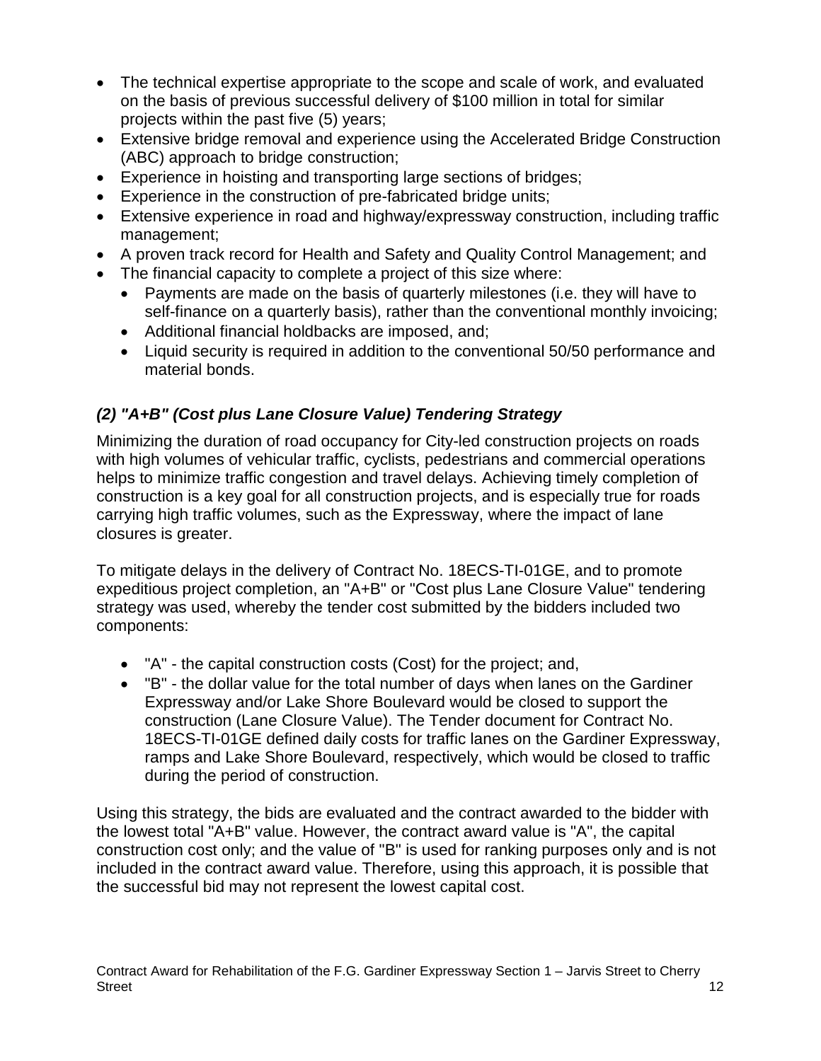- The technical expertise appropriate to the scope and scale of work, and evaluated on the basis of previous successful delivery of $100 million in total for similar projects within the past five (5) years;
- Extensive bridge removal and experience using the Accelerated Bridge Construction (ABC) approach to bridge construction;
- Experience in hoisting and transporting large sections of bridges;
- Experience in the construction of pre-fabricated bridge units;
- Extensive experience in road and highway/expressway construction, including traffic management;
- A proven track record for Health and Safety and Quality Control Management; and
- The financial capacity to complete a project of this size where:
  - Payments are made on the basis of quarterly milestones (i.e. they will have to self-finance on a quarterly basis), rather than the conventional monthly invoicing;
  - Additional financial holdbacks are imposed, and;
  - Liquid security is required in addition to the conventional 50/50 performance and material bonds.

### *(2) "A+B" (Cost plus Lane Closure Value) Tendering Strategy*

Minimizing the duration of road occupancy for City-led construction projects on roads with high volumes of vehicular traffic, cyclists, pedestrians and commercial operations helps to minimize traffic congestion and travel delays. Achieving timely completion of construction is a key goal for all construction projects, and is especially true for roads carrying high traffic volumes, such as the Expressway, where the impact of lane closures is greater.

To mitigate delays in the delivery of Contract No. 18ECS-TI-01GE, and to promote expeditious project completion, an "A+B" or "Cost plus Lane Closure Value" tendering strategy was used, whereby the tender cost submitted by the bidders included two components:

- "A" - the capital construction costs (Cost) for the project; and,
- "B" - the dollar value for the total number of days when lanes on the Gardiner Expressway and/or Lake Shore Boulevard would be closed to support the construction (Lane Closure Value). The Tender document for Contract No. 18ECS-TI-01GE defined daily costs for traffic lanes on the Gardiner Expressway, ramps and Lake Shore Boulevard, respectively, which would be closed to traffic during the period of construction.

Using this strategy, the bids are evaluated and the contract awarded to the bidder with the lowest total "A+B" value. However, the contract award value is "A", the capital construction cost only; and the value of "B" is used for ranking purposes only and is not included in the contract award value. Therefore, using this approach, it is possible that the successful bid may not represent the lowest capital cost.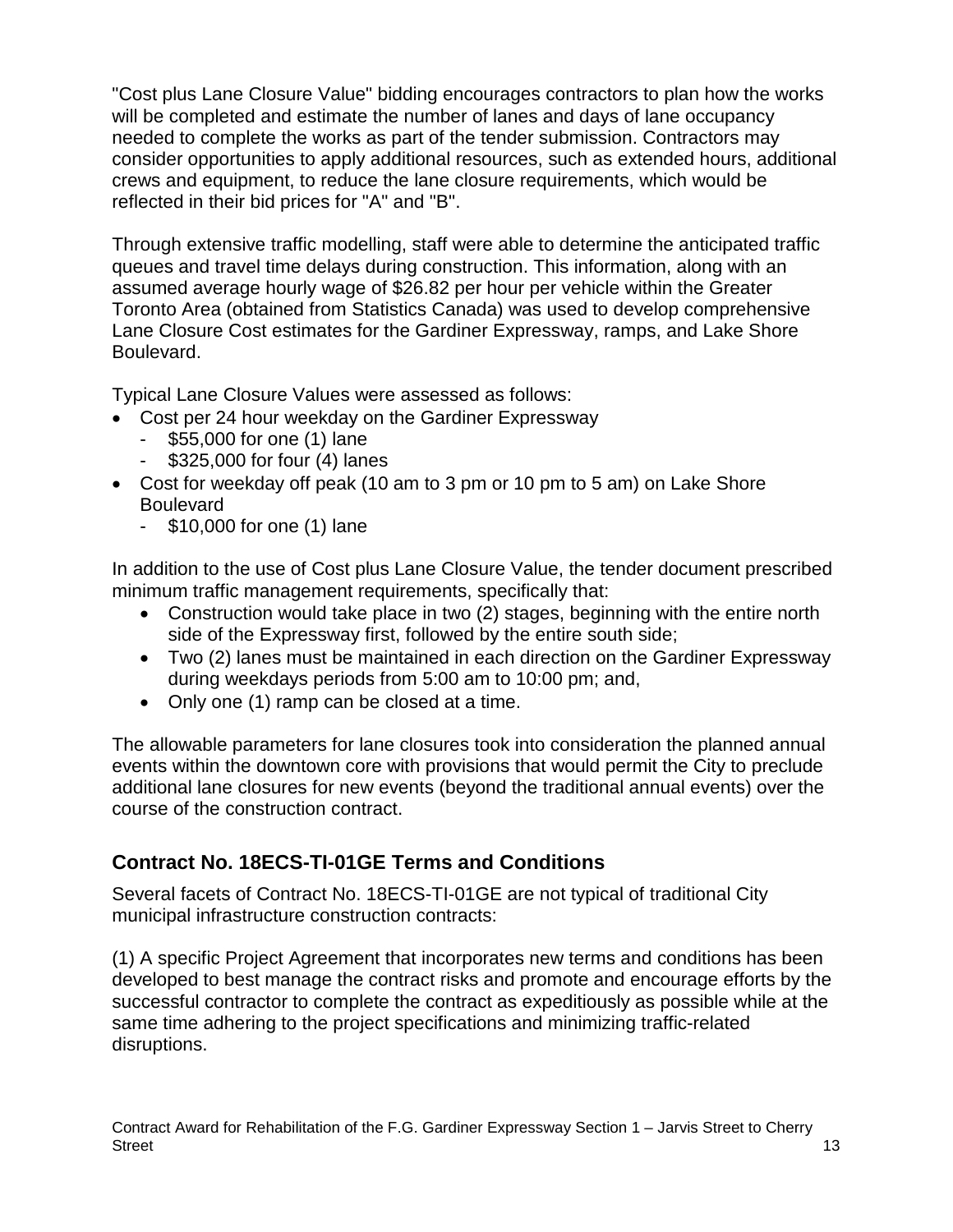"Cost plus Lane Closure Value" bidding encourages contractors to plan how the works will be completed and estimate the number of lanes and days of lane occupancy needed to complete the works as part of the tender submission. Contractors may consider opportunities to apply additional resources, such as extended hours, additional crews and equipment, to reduce the lane closure requirements, which would be reflected in their bid prices for "A" and "B".

Through extensive traffic modelling, staff were able to determine the anticipated traffic queues and travel time delays during construction. This information, along with an assumed average hourly wage of $26.82 per hour per vehicle within the Greater Toronto Area (obtained from Statistics Canada) was used to develop comprehensive Lane Closure Cost estimates for the Gardiner Expressway, ramps, and Lake Shore Boulevard.

Typical Lane Closure Values were assessed as follows:

- Cost per 24 hour weekday on the Gardiner Expressway
  - $55,000 for one (1) lane
  - $325,000 for four (4) lanes
- Cost for weekday off peak (10 am to 3 pm or 10 pm to 5 am) on Lake Shore Boulevard
  - $10,000 for one (1) lane

In addition to the use of Cost plus Lane Closure Value, the tender document prescribed minimum traffic management requirements, specifically that:

- Construction would take place in two (2) stages, beginning with the entire north side of the Expressway first, followed by the entire south side;
- Two (2) lanes must be maintained in each direction on the Gardiner Expressway during weekdays periods from 5:00 am to 10:00 pm; and,
- Only one (1) ramp can be closed at a time.

The allowable parameters for lane closures took into consideration the planned annual events within the downtown core with provisions that would permit the City to preclude additional lane closures for new events (beyond the traditional annual events) over the course of the construction contract.

## Contract No. 18ECS-TI-01GE Terms and Conditions

Several facets of Contract No. 18ECS-TI-01GE are not typical of traditional City municipal infrastructure construction contracts:

(1) A specific Project Agreement that incorporates new terms and conditions has been developed to best manage the contract risks and promote and encourage efforts by the successful contractor to complete the contract as expeditiously as possible while at the same time adhering to the project specifications and minimizing traffic-related disruptions.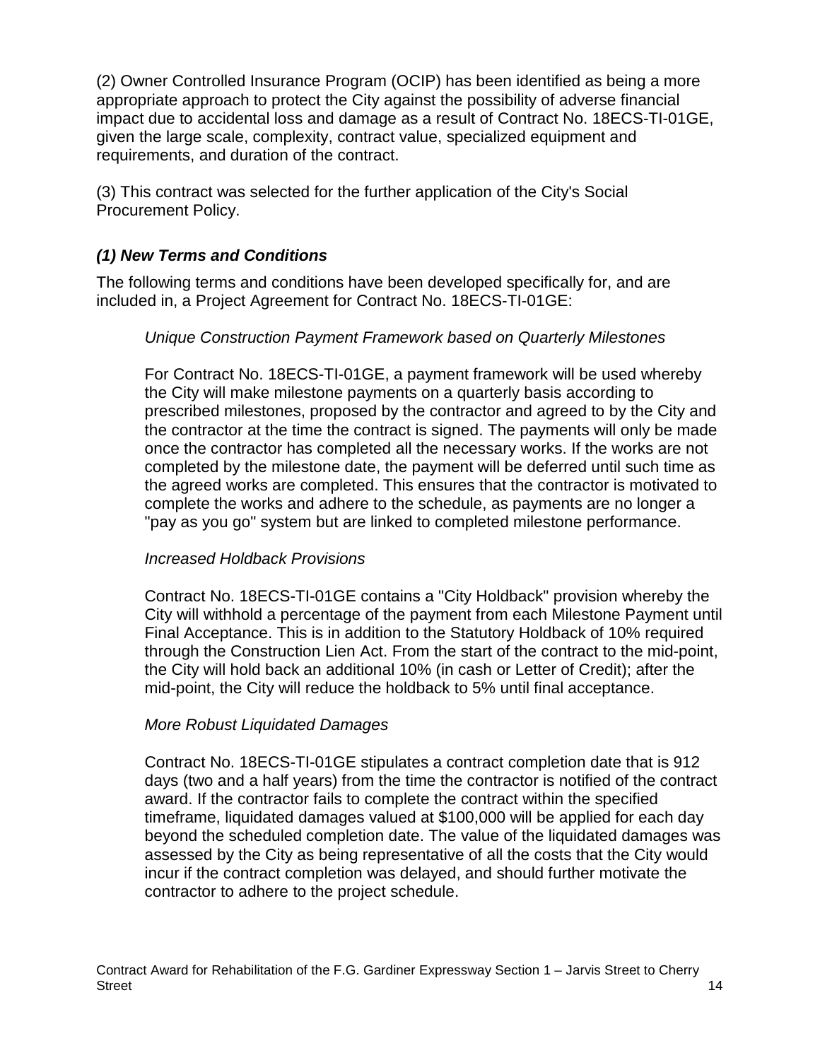(2) Owner Controlled Insurance Program (OCIP) has been identified as being a more appropriate approach to protect the City against the possibility of adverse financial impact due to accidental loss and damage as a result of Contract No. 18ECS-TI-01GE, given the large scale, complexity, contract value, specialized equipment and requirements, and duration of the contract.

(3) This contract was selected for the further application of the City's Social Procurement Policy.

### *(1) New Terms and Conditions*

The following terms and conditions have been developed specifically for, and are included in, a Project Agreement for Contract No. 18ECS-TI-01GE:

*Unique Construction Payment Framework based on Quarterly Milestones*

For Contract No. 18ECS-TI-01GE, a payment framework will be used whereby the City will make milestone payments on a quarterly basis according to prescribed milestones, proposed by the contractor and agreed to by the City and the contractor at the time the contract is signed. The payments will only be made once the contractor has completed all the necessary works. If the works are not completed by the milestone date, the payment will be deferred until such time as the agreed works are completed. This ensures that the contractor is motivated to complete the works and adhere to the schedule, as payments are no longer a "pay as you go" system but are linked to completed milestone performance.

*Increased Holdback Provisions*

Contract No. 18ECS-TI-01GE contains a "City Holdback" provision whereby the City will withhold a percentage of the payment from each Milestone Payment until Final Acceptance. This is in addition to the Statutory Holdback of 10% required through the Construction Lien Act. From the start of the contract to the mid-point, the City will hold back an additional 10% (in cash or Letter of Credit); after the mid-point, the City will reduce the holdback to 5% until final acceptance.

*More Robust Liquidated Damages*

Contract No. 18ECS-TI-01GE stipulates a contract completion date that is 912 days (two and a half years) from the time the contractor is notified of the contract award. If the contractor fails to complete the contract within the specified timeframe, liquidated damages valued at $100,000 will be applied for each day beyond the scheduled completion date. The value of the liquidated damages was assessed by the City as being representative of all the costs that the City would incur if the contract completion was delayed, and should further motivate the contractor to adhere to the project schedule.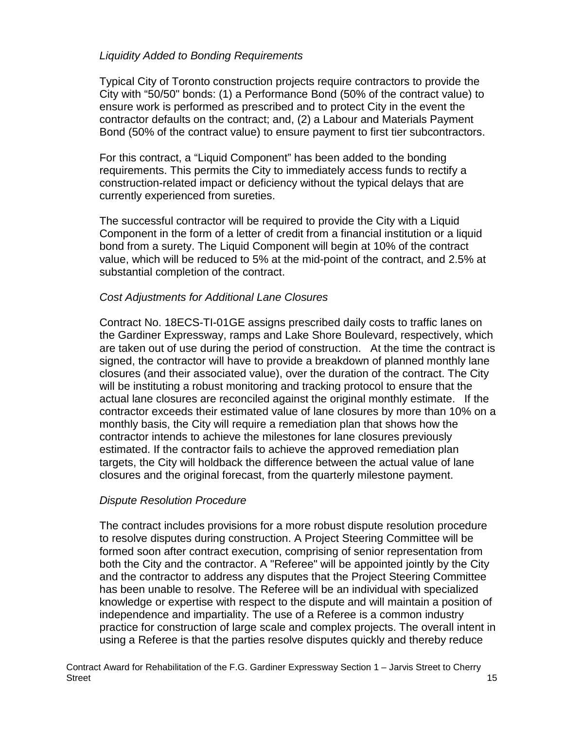*Liquidity Added to Bonding Requirements*

Typical City of Toronto construction projects require contractors to provide the City with "50/50" bonds: (1) a Performance Bond (50% of the contract value) to ensure work is performed as prescribed and to protect City in the event the contractor defaults on the contract; and, (2) a Labour and Materials Payment Bond (50% of the contract value) to ensure payment to first tier subcontractors.

For this contract, a "Liquid Component" has been added to the bonding requirements. This permits the City to immediately access funds to rectify a construction-related impact or deficiency without the typical delays that are currently experienced from sureties.

The successful contractor will be required to provide the City with a Liquid Component in the form of a letter of credit from a financial institution or a liquid bond from a surety. The Liquid Component will begin at 10% of the contract value, which will be reduced to 5% at the mid-point of the contract, and 2.5% at substantial completion of the contract.

*Cost Adjustments for Additional Lane Closures*

Contract No. 18ECS-TI-01GE assigns prescribed daily costs to traffic lanes on the Gardiner Expressway, ramps and Lake Shore Boulevard, respectively, which are taken out of use during the period of construction. At the time the contract is signed, the contractor will have to provide a breakdown of planned monthly lane closures (and their associated value), over the duration of the contract. The City will be instituting a robust monitoring and tracking protocol to ensure that the actual lane closures are reconciled against the original monthly estimate. If the contractor exceeds their estimated value of lane closures by more than 10% on a monthly basis, the City will require a remediation plan that shows how the contractor intends to achieve the milestones for lane closures previously estimated. If the contractor fails to achieve the approved remediation plan targets, the City will holdback the difference between the actual value of lane closures and the original forecast, from the quarterly milestone payment.

*Dispute Resolution Procedure*

The contract includes provisions for a more robust dispute resolution procedure to resolve disputes during construction. A Project Steering Committee will be formed soon after contract execution, comprising of senior representation from both the City and the contractor. A "Referee" will be appointed jointly by the City and the contractor to address any disputes that the Project Steering Committee has been unable to resolve. The Referee will be an individual with specialized knowledge or expertise with respect to the dispute and will maintain a position of independence and impartiality. The use of a Referee is a common industry practice for construction of large scale and complex projects. The overall intent in using a Referee is that the parties resolve disputes quickly and thereby reduce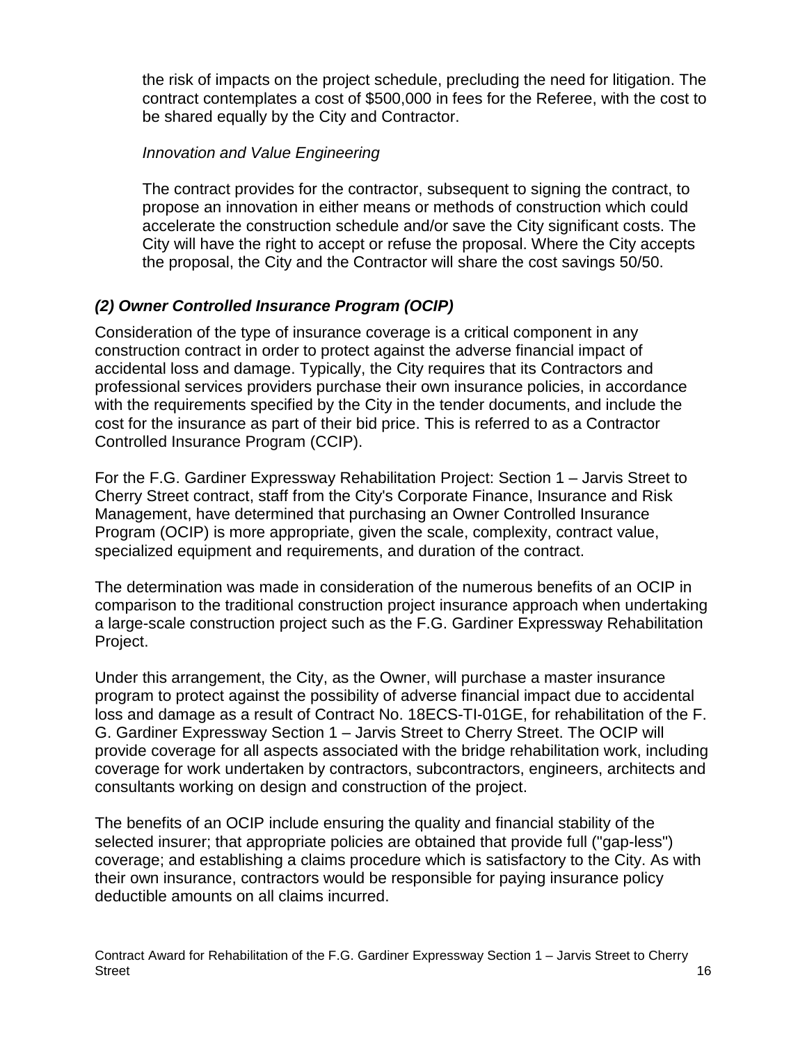the risk of impacts on the project schedule, precluding the need for litigation. The contract contemplates a cost of $500,000 in fees for the Referee, with the cost to be shared equally by the City and Contractor.

*Innovation and Value Engineering*

The contract provides for the contractor, subsequent to signing the contract, to propose an innovation in either means or methods of construction which could accelerate the construction schedule and/or save the City significant costs. The City will have the right to accept or refuse the proposal. Where the City accepts the proposal, the City and the Contractor will share the cost savings 50/50.

### *(2) Owner Controlled Insurance Program (OCIP)*

Consideration of the type of insurance coverage is a critical component in any construction contract in order to protect against the adverse financial impact of accidental loss and damage. Typically, the City requires that its Contractors and professional services providers purchase their own insurance policies, in accordance with the requirements specified by the City in the tender documents, and include the cost for the insurance as part of their bid price. This is referred to as a Contractor Controlled Insurance Program (CCIP).

For the F.G. Gardiner Expressway Rehabilitation Project: Section 1 – Jarvis Street to Cherry Street contract, staff from the City's Corporate Finance, Insurance and Risk Management, have determined that purchasing an Owner Controlled Insurance Program (OCIP) is more appropriate, given the scale, complexity, contract value, specialized equipment and requirements, and duration of the contract.

The determination was made in consideration of the numerous benefits of an OCIP in comparison to the traditional construction project insurance approach when undertaking a large-scale construction project such as the F.G. Gardiner Expressway Rehabilitation Project.

Under this arrangement, the City, as the Owner, will purchase a master insurance program to protect against the possibility of adverse financial impact due to accidental loss and damage as a result of Contract No. 18ECS-TI-01GE, for rehabilitation of the F. G. Gardiner Expressway Section 1 – Jarvis Street to Cherry Street. The OCIP will provide coverage for all aspects associated with the bridge rehabilitation work, including coverage for work undertaken by contractors, subcontractors, engineers, architects and consultants working on design and construction of the project.

The benefits of an OCIP include ensuring the quality and financial stability of the selected insurer; that appropriate policies are obtained that provide full ("gap-less") coverage; and establishing a claims procedure which is satisfactory to the City. As with their own insurance, contractors would be responsible for paying insurance policy deductible amounts on all claims incurred.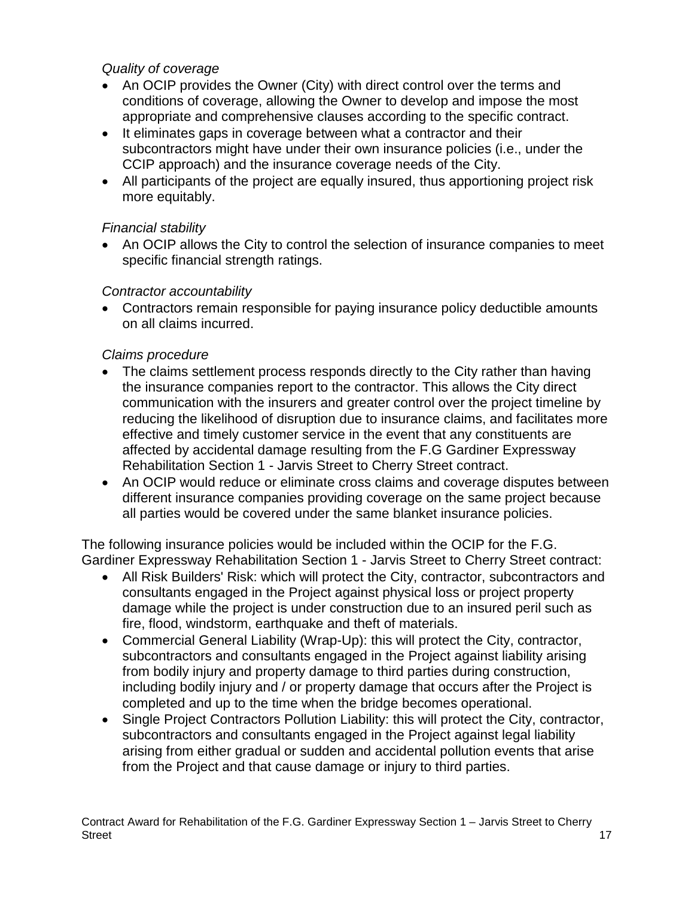*Quality of coverage*

- An OCIP provides the Owner (City) with direct control over the terms and conditions of coverage, allowing the Owner to develop and impose the most appropriate and comprehensive clauses according to the specific contract.
- It eliminates gaps in coverage between what a contractor and their subcontractors might have under their own insurance policies (i.e., under the CCIP approach) and the insurance coverage needs of the City.
- All participants of the project are equally insured, thus apportioning project risk more equitably.

*Financial stability*

- An OCIP allows the City to control the selection of insurance companies to meet specific financial strength ratings.

*Contractor accountability*

- Contractors remain responsible for paying insurance policy deductible amounts on all claims incurred.

*Claims procedure*

- The claims settlement process responds directly to the City rather than having the insurance companies report to the contractor. This allows the City direct communication with the insurers and greater control over the project timeline by reducing the likelihood of disruption due to insurance claims, and facilitates more effective and timely customer service in the event that any constituents are affected by accidental damage resulting from the F.G Gardiner Expressway Rehabilitation Section 1 - Jarvis Street to Cherry Street contract.
- An OCIP would reduce or eliminate cross claims and coverage disputes between different insurance companies providing coverage on the same project because all parties would be covered under the same blanket insurance policies.

The following insurance policies would be included within the OCIP for the F.G. Gardiner Expressway Rehabilitation Section 1 - Jarvis Street to Cherry Street contract:

- All Risk Builders' Risk: which will protect the City, contractor, subcontractors and consultants engaged in the Project against physical loss or project property damage while the project is under construction due to an insured peril such as fire, flood, windstorm, earthquake and theft of materials.
- Commercial General Liability (Wrap-Up): this will protect the City, contractor, subcontractors and consultants engaged in the Project against liability arising from bodily injury and property damage to third parties during construction, including bodily injury and / or property damage that occurs after the Project is completed and up to the time when the bridge becomes operational.
- Single Project Contractors Pollution Liability: this will protect the City, contractor, subcontractors and consultants engaged in the Project against legal liability arising from either gradual or sudden and accidental pollution events that arise from the Project and that cause damage or injury to third parties.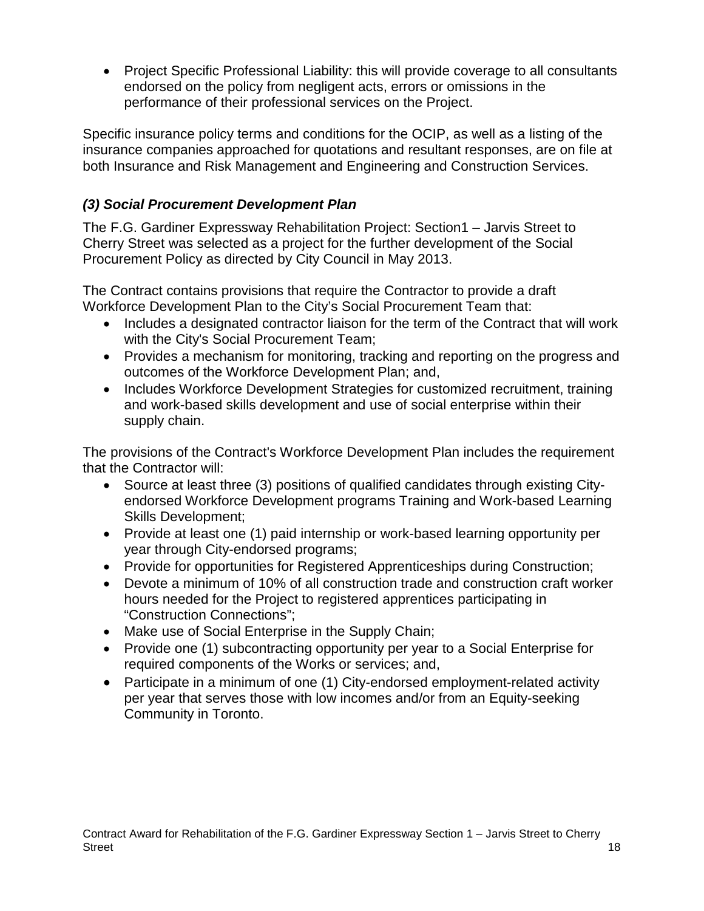- Project Specific Professional Liability: this will provide coverage to all consultants endorsed on the policy from negligent acts, errors or omissions in the performance of their professional services on the Project.

Specific insurance policy terms and conditions for the OCIP, as well as a listing of the insurance companies approached for quotations and resultant responses, are on file at both Insurance and Risk Management and Engineering and Construction Services.

### *(3) Social Procurement Development Plan*

The F.G. Gardiner Expressway Rehabilitation Project: Section1 – Jarvis Street to Cherry Street was selected as a project for the further development of the Social Procurement Policy as directed by City Council in May 2013.

The Contract contains provisions that require the Contractor to provide a draft Workforce Development Plan to the City's Social Procurement Team that:

- Includes a designated contractor liaison for the term of the Contract that will work with the City's Social Procurement Team;
- Provides a mechanism for monitoring, tracking and reporting on the progress and outcomes of the Workforce Development Plan; and,
- Includes Workforce Development Strategies for customized recruitment, training and work-based skills development and use of social enterprise within their supply chain.

The provisions of the Contract's Workforce Development Plan includes the requirement that the Contractor will:

- Source at least three (3) positions of qualified candidates through existing City-endorsed Workforce Development programs Training and Work-based Learning Skills Development;
- Provide at least one (1) paid internship or work-based learning opportunity per year through City-endorsed programs;
- Provide for opportunities for Registered Apprenticeships during Construction;
- Devote a minimum of 10% of all construction trade and construction craft worker hours needed for the Project to registered apprentices participating in "Construction Connections";
- Make use of Social Enterprise in the Supply Chain;
- Provide one (1) subcontracting opportunity per year to a Social Enterprise for required components of the Works or services; and,
- Participate in a minimum of one (1) City-endorsed employment-related activity per year that serves those with low incomes and/or from an Equity-seeking Community in Toronto.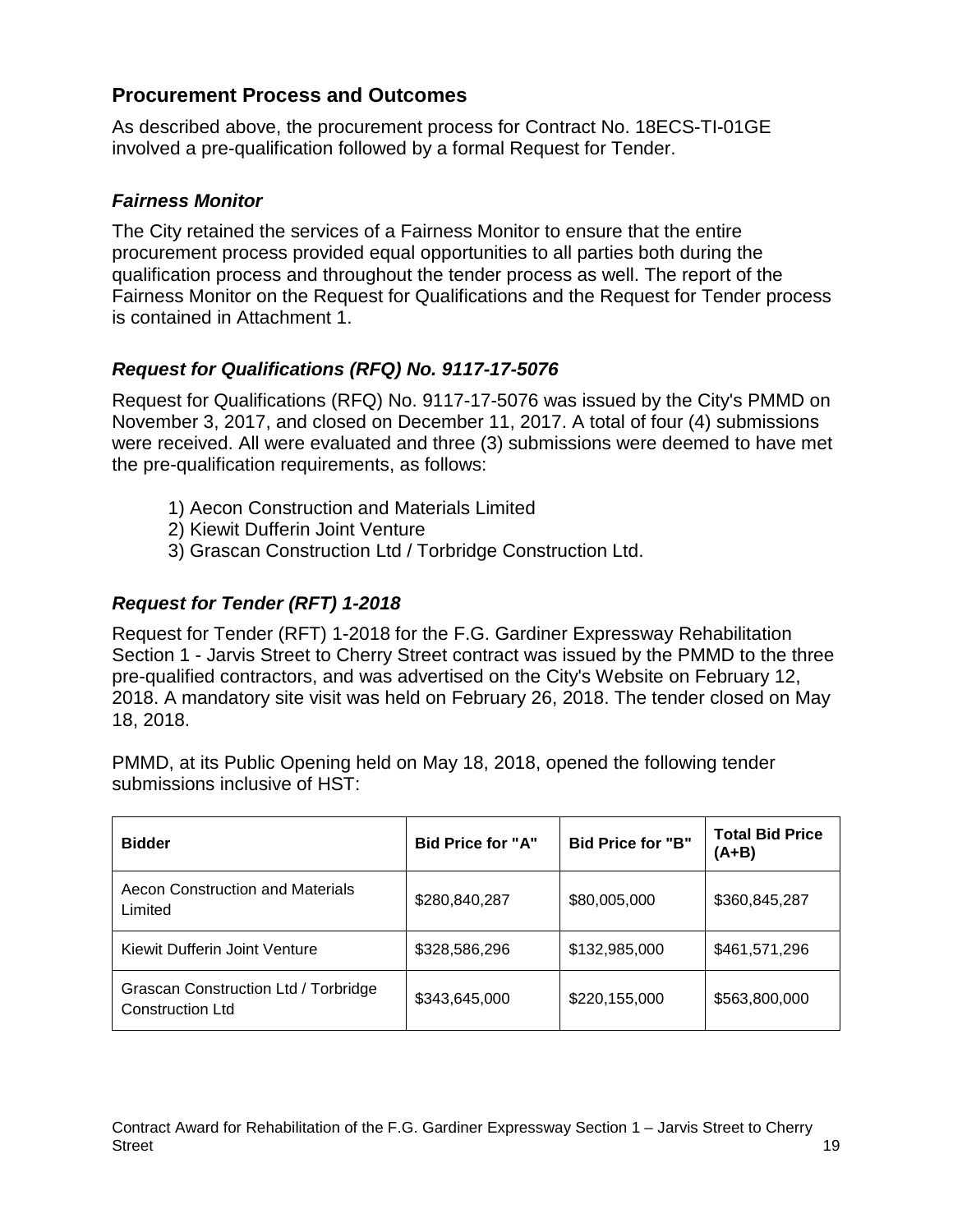## Procurement Process and Outcomes

As described above, the procurement process for Contract No. 18ECS-TI-01GE involved a pre-qualification followed by a formal Request for Tender.

### *Fairness Monitor*

The City retained the services of a Fairness Monitor to ensure that the entire procurement process provided equal opportunities to all parties both during the qualification process and throughout the tender process as well. The report of the Fairness Monitor on the Request for Qualifications and the Request for Tender process is contained in Attachment 1.

### *Request for Qualifications (RFQ) No. 9117-17-5076*

Request for Qualifications (RFQ) No. 9117-17-5076 was issued by the City's PMMD on November 3, 2017, and closed on December 11, 2017. A total of four (4) submissions were received. All were evaluated and three (3) submissions were deemed to have met the pre-qualification requirements, as follows:

1) Aecon Construction and Materials Limited
2) Kiewit Dufferin Joint Venture
3) Grascan Construction Ltd / Torbridge Construction Ltd.

### *Request for Tender (RFT) 1-2018*

Request for Tender (RFT) 1-2018 for the F.G. Gardiner Expressway Rehabilitation Section 1 - Jarvis Street to Cherry Street contract was issued by the PMMD to the three pre-qualified contractors, and was advertised on the City's Website on February 12, 2018. A mandatory site visit was held on February 26, 2018. The tender closed on May 18, 2018.

PMMD, at its Public Opening held on May 18, 2018, opened the following tender submissions inclusive of HST:

| Bidder | Bid Price for "A" | Bid Price for "B" | Total Bid Price (A+B) |
|---|---|---|---|
| Aecon Construction and Materials Limited | $280,840,287 | $80,005,000 | $360,845,287 |
| Kiewit Dufferin Joint Venture | $328,586,296 | $132,985,000 | $461,571,296 |
| Grascan Construction Ltd / Torbridge Construction Ltd | $343,645,000 | $220,155,000 | $563,800,000 |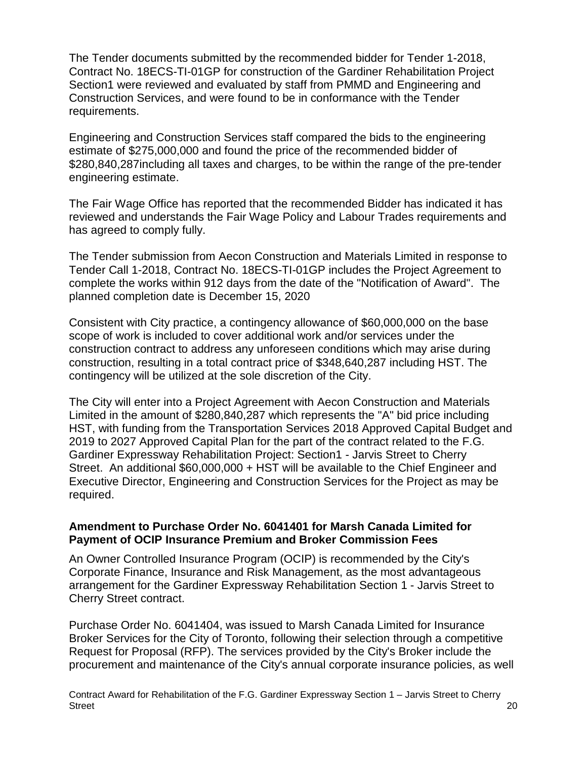The Tender documents submitted by the recommended bidder for Tender 1-2018, Contract No. 18ECS-TI-01GP for construction of the Gardiner Rehabilitation Project Section1 were reviewed and evaluated by staff from PMMD and Engineering and Construction Services, and were found to be in conformance with the Tender requirements.

Engineering and Construction Services staff compared the bids to the engineering estimate of $275,000,000 and found the price of the recommended bidder of $280,840,287including all taxes and charges, to be within the range of the pre-tender engineering estimate.

The Fair Wage Office has reported that the recommended Bidder has indicated it has reviewed and understands the Fair Wage Policy and Labour Trades requirements and has agreed to comply fully.

The Tender submission from Aecon Construction and Materials Limited in response to Tender Call 1-2018, Contract No. 18ECS-TI-01GP includes the Project Agreement to complete the works within 912 days from the date of the "Notification of Award". The planned completion date is December 15, 2020

Consistent with City practice, a contingency allowance of $60,000,000 on the base scope of work is included to cover additional work and/or services under the construction contract to address any unforeseen conditions which may arise during construction, resulting in a total contract price of $348,640,287 including HST. The contingency will be utilized at the sole discretion of the City.

The City will enter into a Project Agreement with Aecon Construction and Materials Limited in the amount of $280,840,287 which represents the "A" bid price including HST, with funding from the Transportation Services 2018 Approved Capital Budget and 2019 to 2027 Approved Capital Plan for the part of the contract related to the F.G. Gardiner Expressway Rehabilitation Project: Section1 - Jarvis Street to Cherry Street. An additional $60,000,000 + HST will be available to the Chief Engineer and Executive Director, Engineering and Construction Services for the Project as may be required.

**Amendment to Purchase Order No. 6041401 for Marsh Canada Limited for Payment of OCIP Insurance Premium and Broker Commission Fees**

An Owner Controlled Insurance Program (OCIP) is recommended by the City's Corporate Finance, Insurance and Risk Management, as the most advantageous arrangement for the Gardiner Expressway Rehabilitation Section 1 - Jarvis Street to Cherry Street contract.

Purchase Order No. 6041404, was issued to Marsh Canada Limited for Insurance Broker Services for the City of Toronto, following their selection through a competitive Request for Proposal (RFP). The services provided by the City's Broker include the procurement and maintenance of the City's annual corporate insurance policies, as well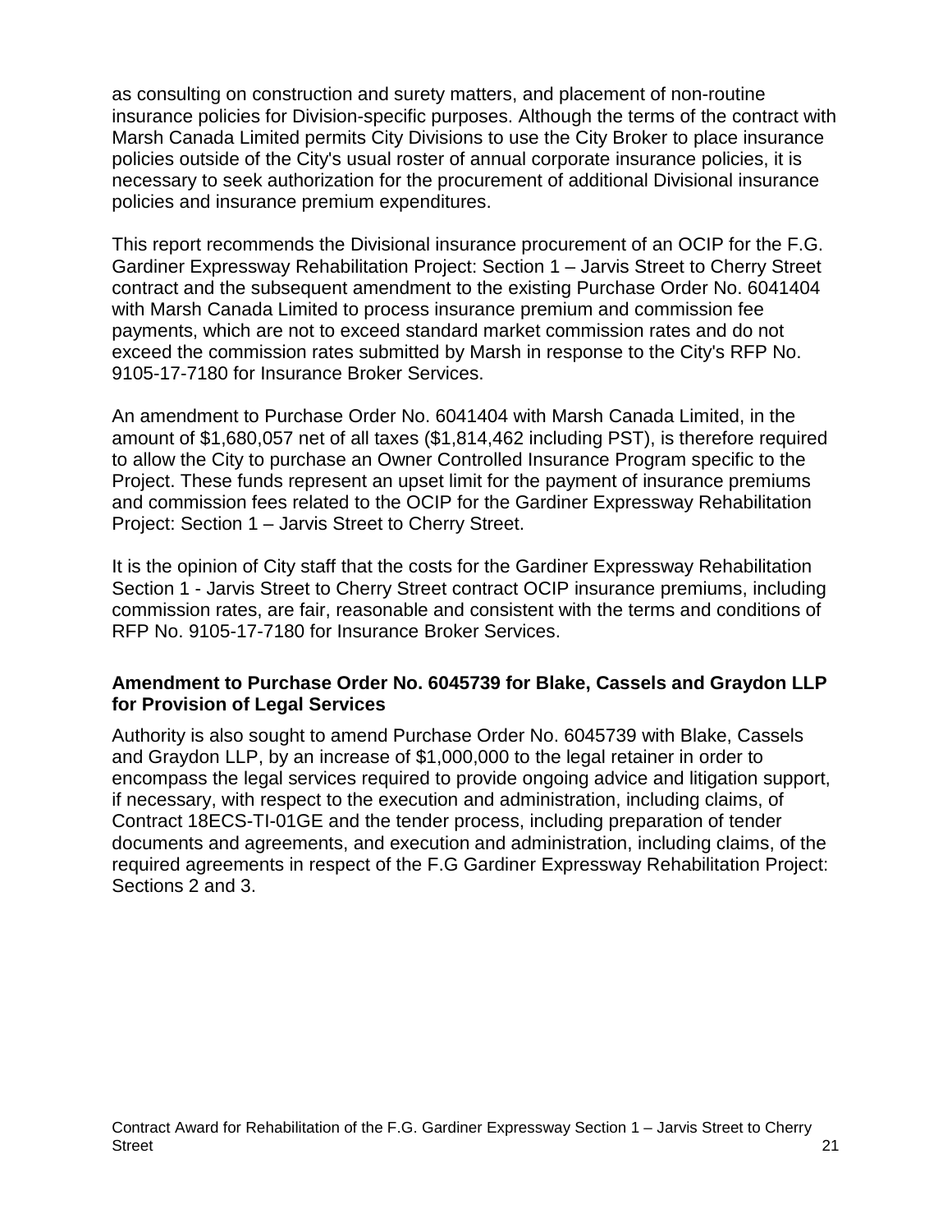as consulting on construction and surety matters, and placement of non-routine insurance policies for Division-specific purposes. Although the terms of the contract with Marsh Canada Limited permits City Divisions to use the City Broker to place insurance policies outside of the City's usual roster of annual corporate insurance policies, it is necessary to seek authorization for the procurement of additional Divisional insurance policies and insurance premium expenditures.

This report recommends the Divisional insurance procurement of an OCIP for the F.G. Gardiner Expressway Rehabilitation Project: Section 1 – Jarvis Street to Cherry Street contract and the subsequent amendment to the existing Purchase Order No. 6041404 with Marsh Canada Limited to process insurance premium and commission fee payments, which are not to exceed standard market commission rates and do not exceed the commission rates submitted by Marsh in response to the City's RFP No. 9105-17-7180 for Insurance Broker Services.

An amendment to Purchase Order No. 6041404 with Marsh Canada Limited, in the amount of $1,680,057 net of all taxes ($1,814,462 including PST), is therefore required to allow the City to purchase an Owner Controlled Insurance Program specific to the Project. These funds represent an upset limit for the payment of insurance premiums and commission fees related to the OCIP for the Gardiner Expressway Rehabilitation Project: Section 1 – Jarvis Street to Cherry Street.

It is the opinion of City staff that the costs for the Gardiner Expressway Rehabilitation Section 1 - Jarvis Street to Cherry Street contract OCIP insurance premiums, including commission rates, are fair, reasonable and consistent with the terms and conditions of RFP No. 9105-17-7180 for Insurance Broker Services.

**Amendment to Purchase Order No. 6045739 for Blake, Cassels and Graydon LLP for Provision of Legal Services**

Authority is also sought to amend Purchase Order No. 6045739 with Blake, Cassels and Graydon LLP, by an increase of $1,000,000 to the legal retainer in order to encompass the legal services required to provide ongoing advice and litigation support, if necessary, with respect to the execution and administration, including claims, of Contract 18ECS-TI-01GE and the tender process, including preparation of tender documents and agreements, and execution and administration, including claims, of the required agreements in respect of the F.G Gardiner Expressway Rehabilitation Project: Sections 2 and 3.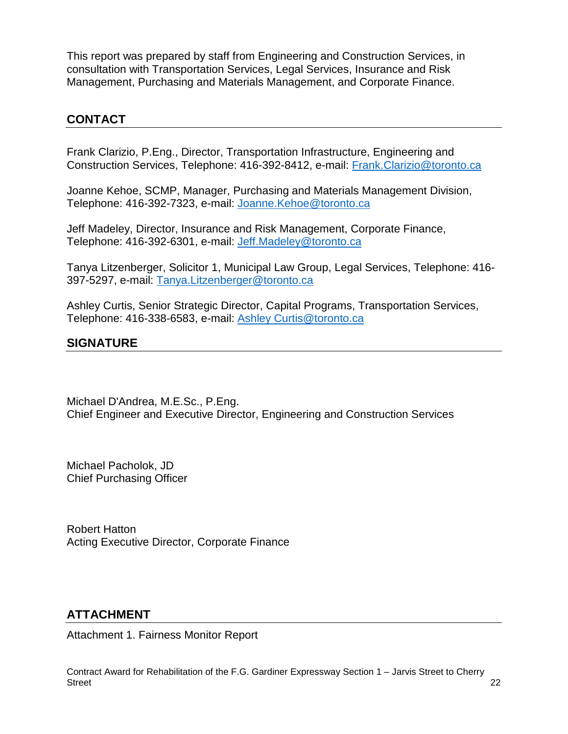This report was prepared by staff from Engineering and Construction Services, in consultation with Transportation Services, Legal Services, Insurance and Risk Management, Purchasing and Materials Management, and Corporate Finance.

## CONTACT

Frank Clarizio, P.Eng., Director, Transportation Infrastructure, Engineering and Construction Services, Telephone: 416-392-8412, e-mail: Frank.Clarizio@toronto.ca

Joanne Kehoe, SCMP, Manager, Purchasing and Materials Management Division, Telephone: 416-392-7323, e-mail: Joanne.Kehoe@toronto.ca

Jeff Madeley, Director, Insurance and Risk Management, Corporate Finance, Telephone: 416-392-6301, e-mail: Jeff.Madeley@toronto.ca

Tanya Litzenberger, Solicitor 1, Municipal Law Group, Legal Services, Telephone: 416-397-5297, e-mail: Tanya.Litzenberger@toronto.ca

Ashley Curtis, Senior Strategic Director, Capital Programs, Transportation Services, Telephone: 416-338-6583, e-mail: Ashley Curtis@toronto.ca

## SIGNATURE

Michael D'Andrea, M.E.Sc., P.Eng.
Chief Engineer and Executive Director, Engineering and Construction Services

Michael Pacholok, JD
Chief Purchasing Officer

Robert Hatton
Acting Executive Director, Corporate Finance

## ATTACHMENT

Attachment 1. Fairness Monitor Report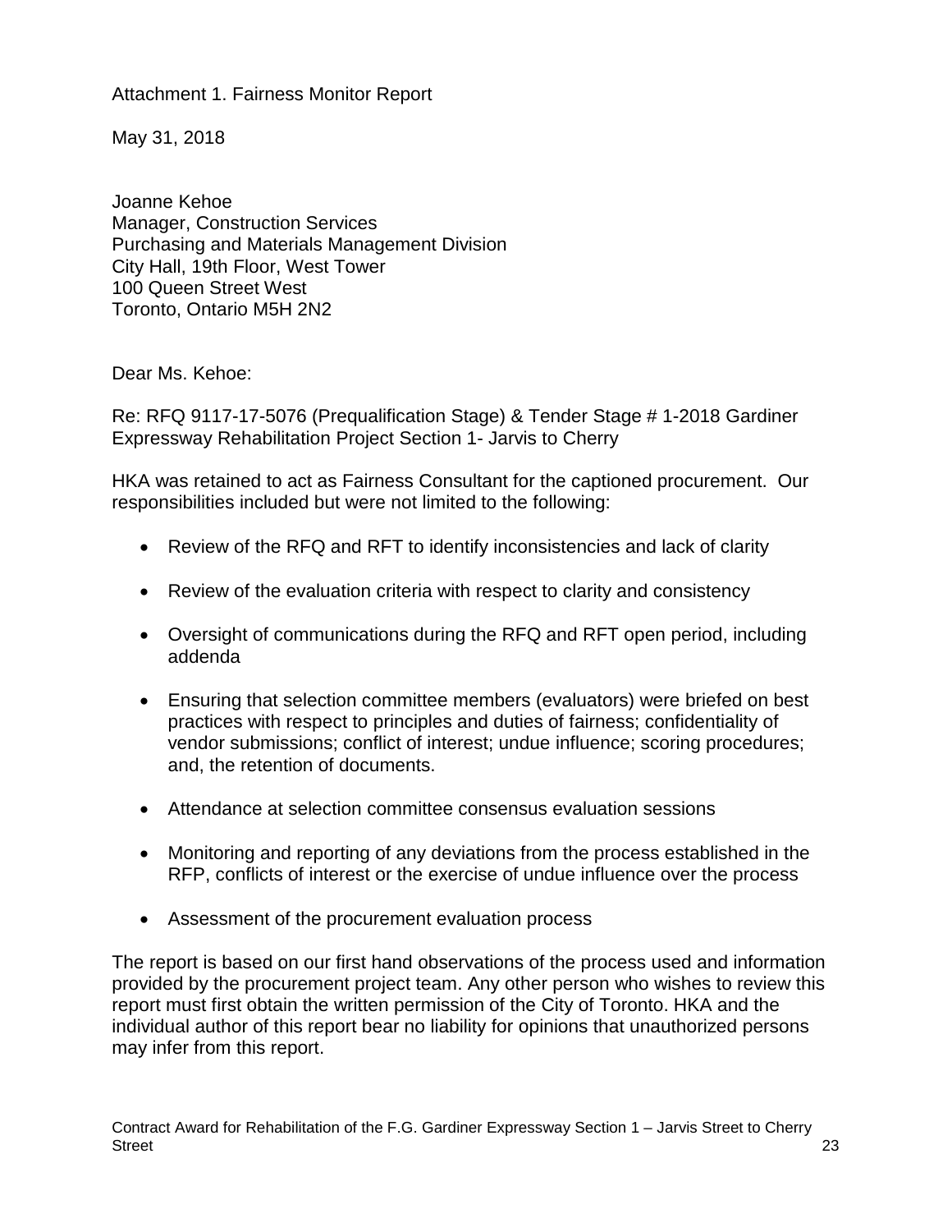Attachment 1. Fairness Monitor Report

May 31, 2018

Joanne Kehoe
Manager, Construction Services
Purchasing and Materials Management Division
City Hall, 19th Floor, West Tower
100 Queen Street West
Toronto, Ontario M5H 2N2

Dear Ms. Kehoe:

Re: RFQ 9117-17-5076 (Prequalification Stage) & Tender Stage # 1-2018 Gardiner Expressway Rehabilitation Project Section 1- Jarvis to Cherry

HKA was retained to act as Fairness Consultant for the captioned procurement. Our responsibilities included but were not limited to the following:

- Review of the RFQ and RFT to identify inconsistencies and lack of clarity
- Review of the evaluation criteria with respect to clarity and consistency
- Oversight of communications during the RFQ and RFT open period, including addenda
- Ensuring that selection committee members (evaluators) were briefed on best practices with respect to principles and duties of fairness; confidentiality of vendor submissions; conflict of interest; undue influence; scoring procedures; and, the retention of documents.
- Attendance at selection committee consensus evaluation sessions
- Monitoring and reporting of any deviations from the process established in the RFP, conflicts of interest or the exercise of undue influence over the process
- Assessment of the procurement evaluation process

The report is based on our first hand observations of the process used and information provided by the procurement project team. Any other person who wishes to review this report must first obtain the written permission of the City of Toronto. HKA and the individual author of this report bear no liability for opinions that unauthorized persons may infer from this report.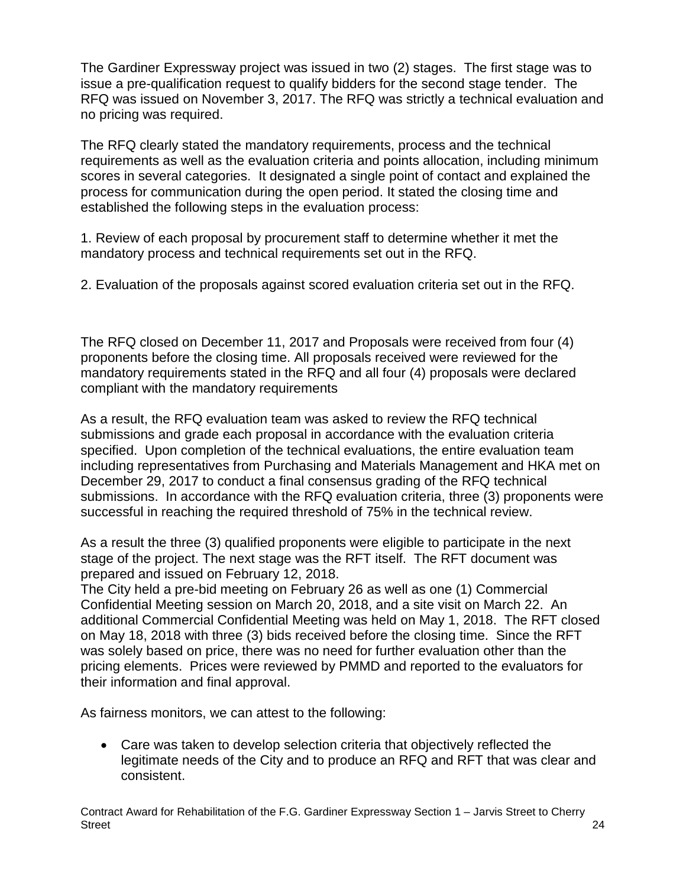The Gardiner Expressway project was issued in two (2) stages. The first stage was to issue a pre-qualification request to qualify bidders for the second stage tender. The RFQ was issued on November 3, 2017. The RFQ was strictly a technical evaluation and no pricing was required.

The RFQ clearly stated the mandatory requirements, process and the technical requirements as well as the evaluation criteria and points allocation, including minimum scores in several categories. It designated a single point of contact and explained the process for communication during the open period. It stated the closing time and established the following steps in the evaluation process:

1. Review of each proposal by procurement staff to determine whether it met the mandatory process and technical requirements set out in the RFQ.

2. Evaluation of the proposals against scored evaluation criteria set out in the RFQ.

The RFQ closed on December 11, 2017 and Proposals were received from four (4) proponents before the closing time. All proposals received were reviewed for the mandatory requirements stated in the RFQ and all four (4) proposals were declared compliant with the mandatory requirements

As a result, the RFQ evaluation team was asked to review the RFQ technical submissions and grade each proposal in accordance with the evaluation criteria specified. Upon completion of the technical evaluations, the entire evaluation team including representatives from Purchasing and Materials Management and HKA met on December 29, 2017 to conduct a final consensus grading of the RFQ technical submissions. In accordance with the RFQ evaluation criteria, three (3) proponents were successful in reaching the required threshold of 75% in the technical review.

As a result the three (3) qualified proponents were eligible to participate in the next stage of the project. The next stage was the RFT itself. The RFT document was prepared and issued on February 12, 2018.
The City held a pre-bid meeting on February 26 as well as one (1) Commercial Confidential Meeting session on March 20, 2018, and a site visit on March 22. An additional Commercial Confidential Meeting was held on May 1, 2018. The RFT closed on May 18, 2018 with three (3) bids received before the closing time. Since the RFT was solely based on price, there was no need for further evaluation other than the pricing elements. Prices were reviewed by PMMD and reported to the evaluators for their information and final approval.

As fairness monitors, we can attest to the following:

- Care was taken to develop selection criteria that objectively reflected the legitimate needs of the City and to produce an RFQ and RFT that was clear and consistent.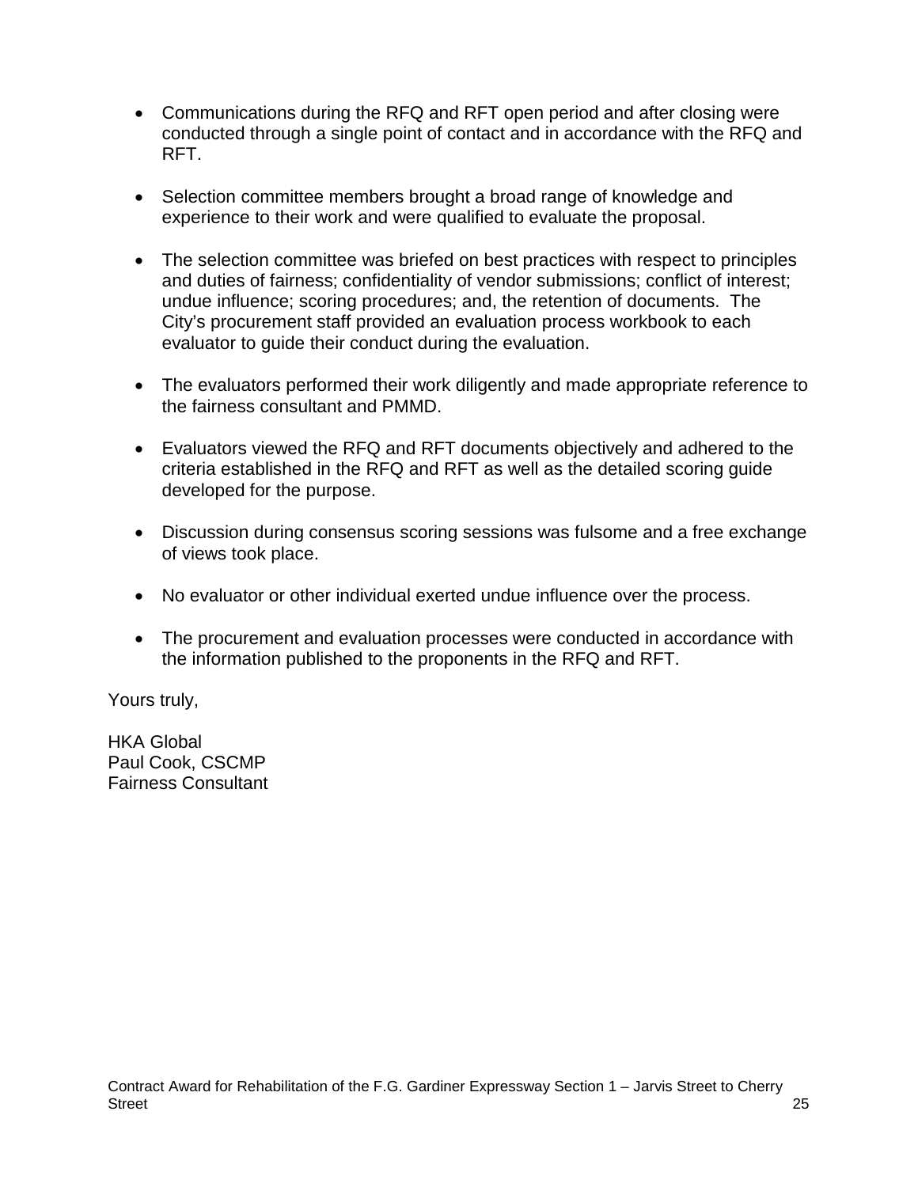- Communications during the RFQ and RFT open period and after closing were conducted through a single point of contact and in accordance with the RFQ and RFT.

- Selection committee members brought a broad range of knowledge and experience to their work and were qualified to evaluate the proposal.

- The selection committee was briefed on best practices with respect to principles and duties of fairness; confidentiality of vendor submissions; conflict of interest; undue influence; scoring procedures; and, the retention of documents. The City's procurement staff provided an evaluation process workbook to each evaluator to guide their conduct during the evaluation.

- The evaluators performed their work diligently and made appropriate reference to the fairness consultant and PMMD.

- Evaluators viewed the RFQ and RFT documents objectively and adhered to the criteria established in the RFQ and RFT as well as the detailed scoring guide developed for the purpose.

- Discussion during consensus scoring sessions was fulsome and a free exchange of views took place.

- No evaluator or other individual exerted undue influence over the process.

- The procurement and evaluation processes were conducted in accordance with the information published to the proponents in the RFQ and RFT.

Yours truly,

HKA Global
Paul Cook, CSCMP
Fairness Consultant